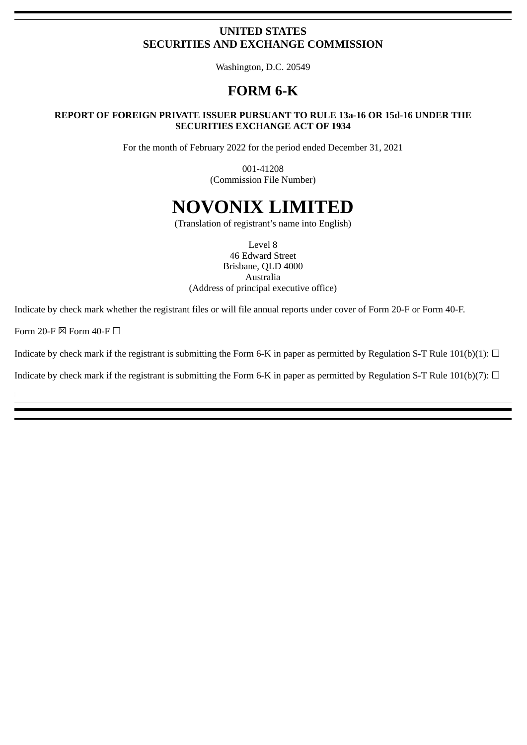**UNITED STATES**
**SECURITIES AND EXCHANGE COMMISSION**

Washington, D.C. 20549

# FORM 6-K

**REPORT OF FOREIGN PRIVATE ISSUER PURSUANT TO RULE 13a-16 OR 15d-16 UNDER THE SECURITIES EXCHANGE ACT OF 1934**

For the month of February 2022 for the period ended December 31, 2021

001-41208
(Commission File Number)

# NOVONIX LIMITED

(Translation of registrant's name into English)

Level 8
46 Edward Street
Brisbane, QLD 4000
Australia
(Address of principal executive office)

Indicate by check mark whether the registrant files or will file annual reports under cover of Form 20-F or Form 40-F.

Form 20-F ☒ Form 40-F ☐

Indicate by check mark if the registrant is submitting the Form 6-K in paper as permitted by Regulation S-T Rule 101(b)(1): ☐

Indicate by check mark if the registrant is submitting the Form 6-K in paper as permitted by Regulation S-T Rule 101(b)(7): ☐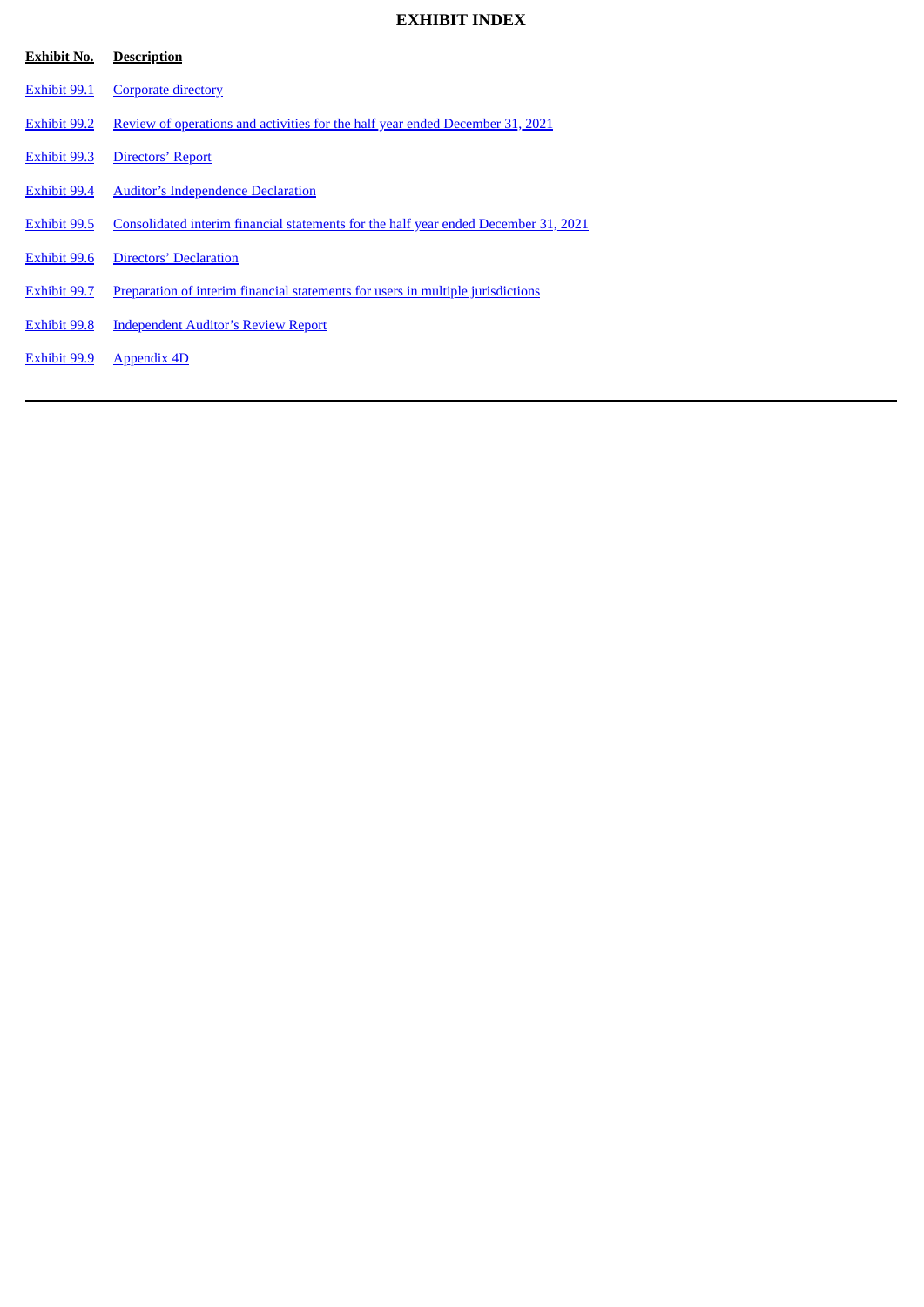# EXHIBIT INDEX

| Exhibit No. | Description |
|---|---|
| Exhibit 99.1 | Corporate directory |
| Exhibit 99.2 | Review of operations and activities for the half year ended December 31, 2021 |
| Exhibit 99.3 | Directors' Report |
| Exhibit 99.4 | Auditor's Independence Declaration |
| Exhibit 99.5 | Consolidated interim financial statements for the half year ended December 31, 2021 |
| Exhibit 99.6 | Directors' Declaration |
| Exhibit 99.7 | Preparation of interim financial statements for users in multiple jurisdictions |
| Exhibit 99.8 | Independent Auditor's Review Report |
| Exhibit 99.9 | Appendix 4D |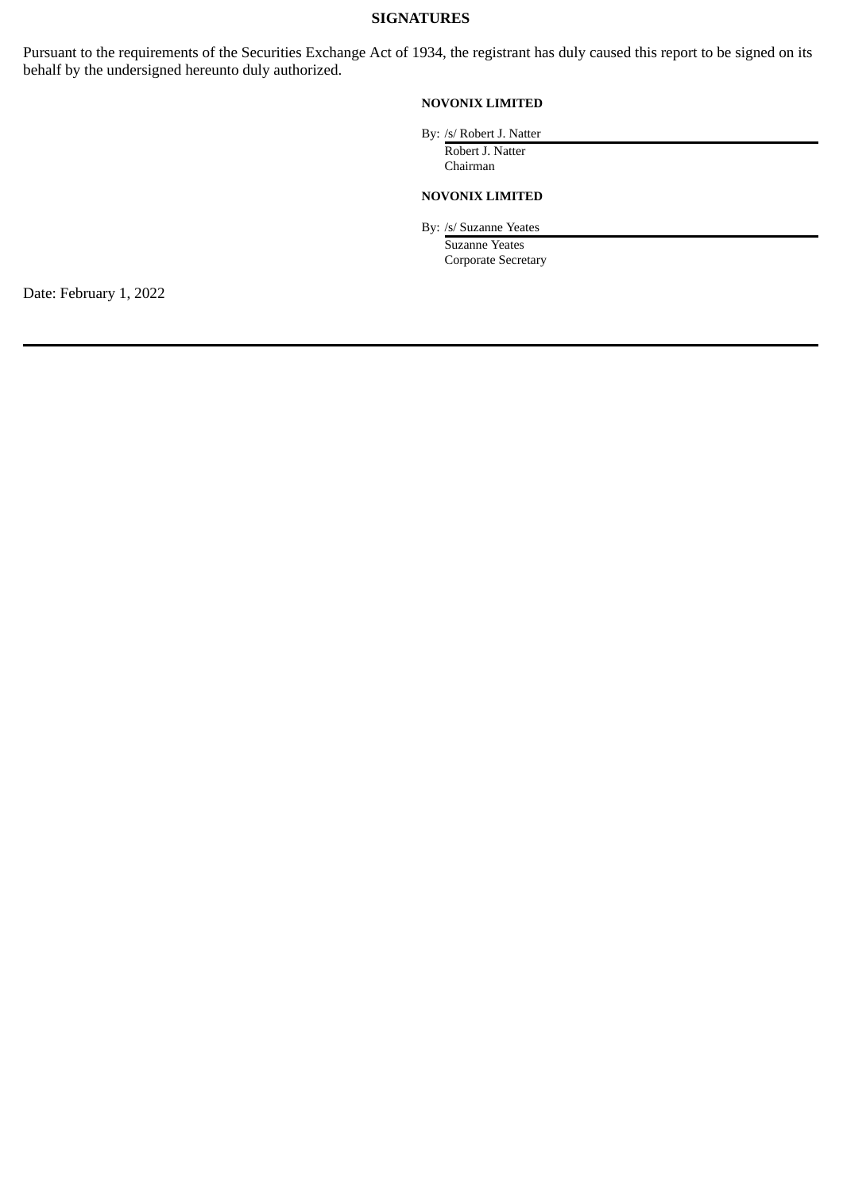## SIGNATURES

Pursuant to the requirements of the Securities Exchange Act of 1934, the registrant has duly caused this report to be signed on its behalf by the undersigned hereunto duly authorized.

**NOVONIX LIMITED**

By: /s/ Robert J. Natter
Robert J. Natter
Chairman

**NOVONIX LIMITED**

By: /s/ Suzanne Yeates
Suzanne Yeates
Corporate Secretary

Date: February 1, 2022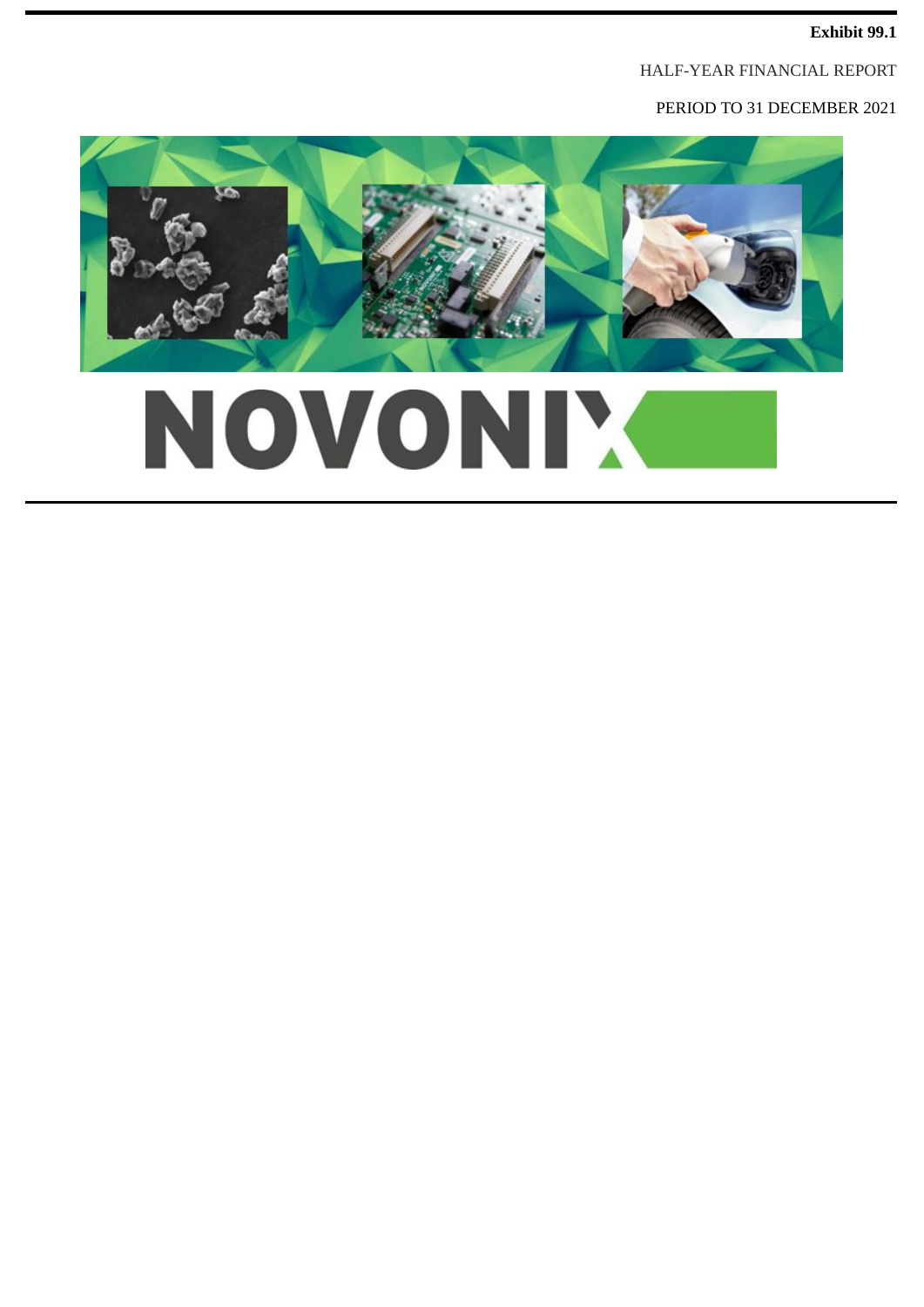**Exhibit 99.1**

HALF-YEAR FINANCIAL REPORT

PERIOD TO 31 DECEMBER 2021

NOVONIX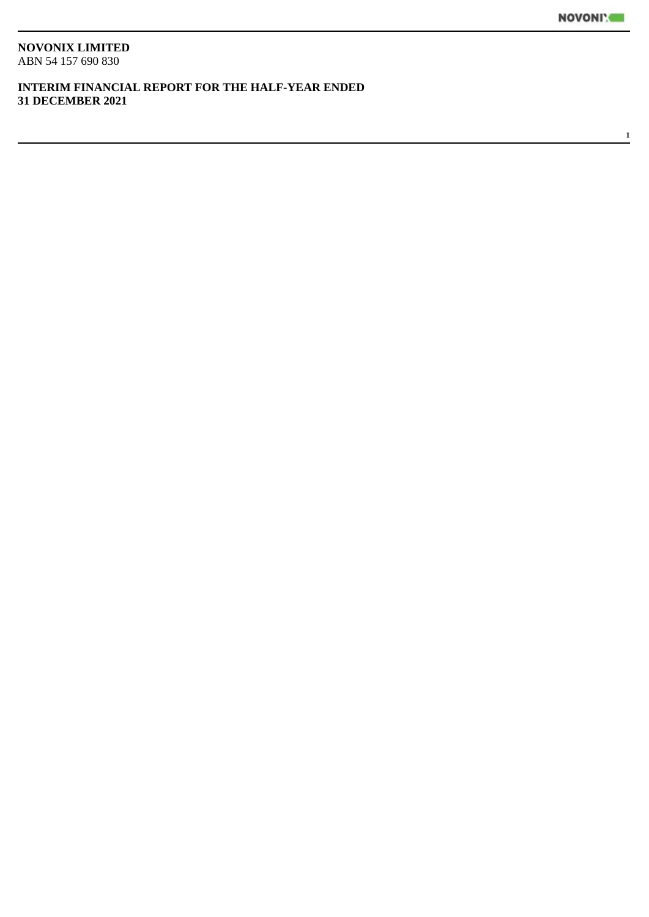**NOVONIX LIMITED**
ABN 54 157 690 830

**INTERIM FINANCIAL REPORT FOR THE HALF-YEAR ENDED 31 DECEMBER 2021**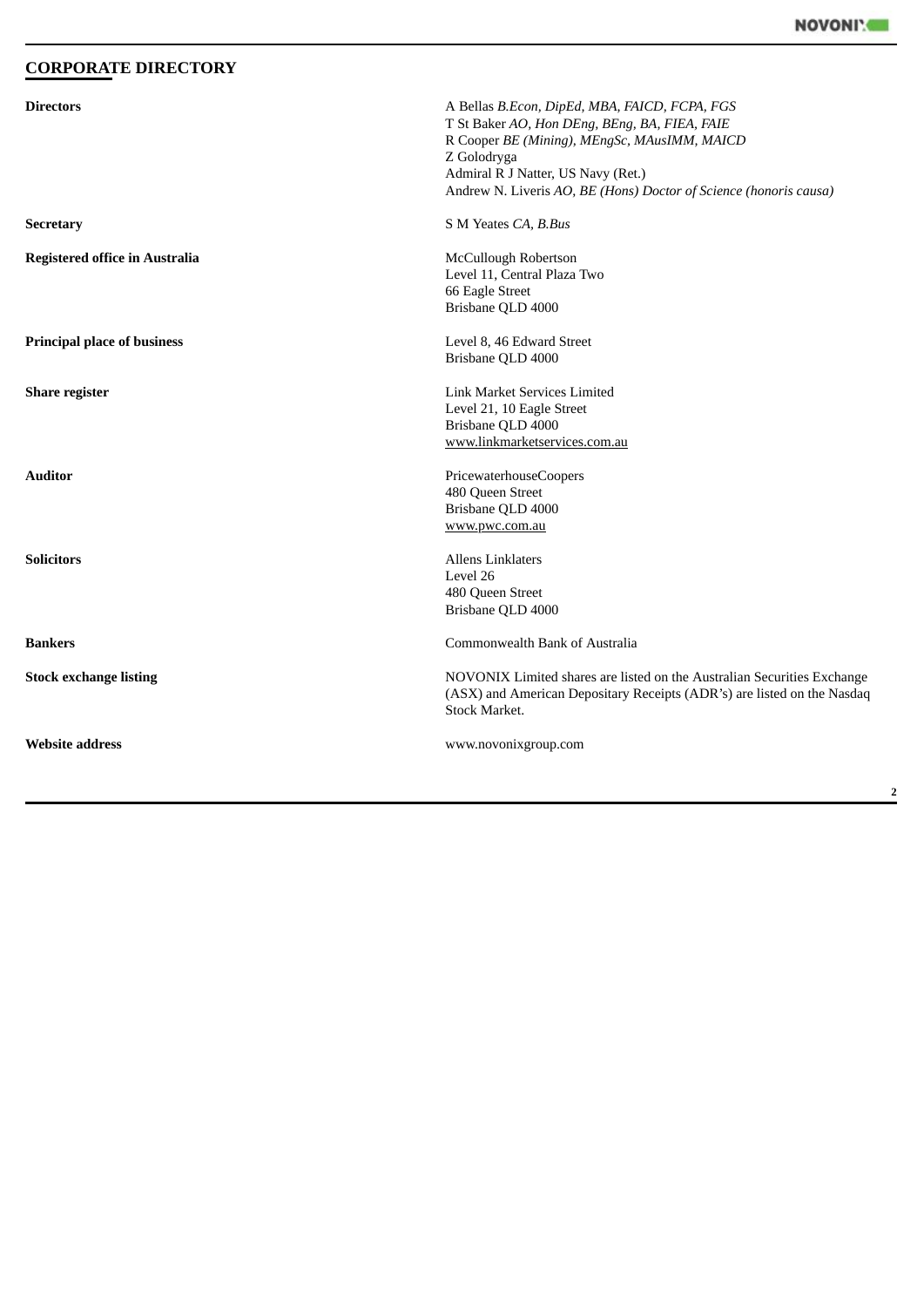## CORPORATE DIRECTORY

| | |
|---|---|
| **Directors** | A Bellas *B.Econ, DipEd, MBA, FAICD, FCPA, FGS*<br>T St Baker *AO, Hon DEng, BEng, BA, FIEA, FAIE*<br>R Cooper *BE (Mining), MEngSc, MAusIMM, MAICD*<br>Z Golodryga<br>Admiral R J Natter, US Navy (Ret.)<br>Andrew N. Liveris *AO, BE (Hons) Doctor of Science (honoris causa)* |
| **Secretary** | S M Yeates *CA, B.Bus* |
| **Registered office in Australia** | McCullough Robertson<br>Level 11, Central Plaza Two<br>66 Eagle Street<br>Brisbane QLD 4000 |
| **Principal place of business** | Level 8, 46 Edward Street<br>Brisbane QLD 4000 |
| **Share register** | Link Market Services Limited<br>Level 21, 10 Eagle Street<br>Brisbane QLD 4000<br>www.linkmarketservices.com.au |
| **Auditor** | PricewaterhouseCoopers<br>480 Queen Street<br>Brisbane QLD 4000<br>www.pwc.com.au |
| **Solicitors** | Allens Linklaters<br>Level 26<br>480 Queen Street<br>Brisbane QLD 4000 |
| **Bankers** | Commonwealth Bank of Australia |
| **Stock exchange listing** | NOVONIX Limited shares are listed on the Australian Securities Exchange (ASX) and American Depositary Receipts (ADR's) are listed on the Nasdaq Stock Market. |
| **Website address** | www.novonixgroup.com |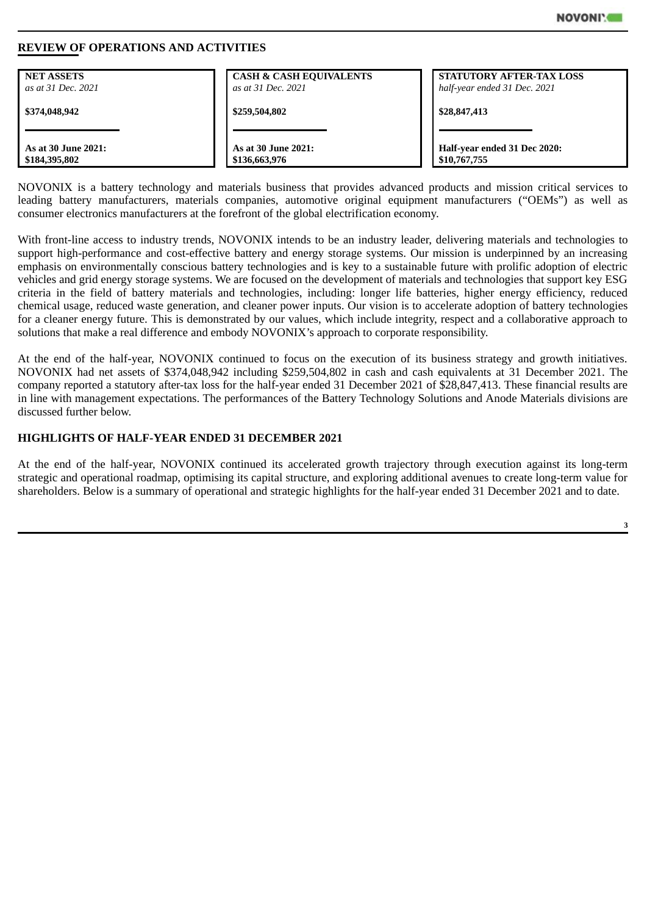## REVIEW OF OPERATIONS AND ACTIVITIES

| NET ASSETS *as at 31 Dec. 2021* | CASH & CASH EQUIVALENTS *as at 31 Dec. 2021* | STATUTORY AFTER-TAX LOSS *half-year ended 31 Dec. 2021* |
|---|---|---|
| **$374,048,942** | **$259,504,802** | **$28,847,413** |
| **As at 30 June 2021: $184,395,802** | **As at 30 June 2021: $136,663,976** | **Half-year ended 31 Dec 2020: $10,767,755** |

NOVONIX is a battery technology and materials business that provides advanced products and mission critical services to leading battery manufacturers, materials companies, automotive original equipment manufacturers ("OEMs") as well as consumer electronics manufacturers at the forefront of the global electrification economy.

With front-line access to industry trends, NOVONIX intends to be an industry leader, delivering materials and technologies to support high-performance and cost-effective battery and energy storage systems. Our mission is underpinned by an increasing emphasis on environmentally conscious battery technologies and is key to a sustainable future with prolific adoption of electric vehicles and grid energy storage systems. We are focused on the development of materials and technologies that support key ESG criteria in the field of battery materials and technologies, including: longer life batteries, higher energy efficiency, reduced chemical usage, reduced waste generation, and cleaner power inputs. Our vision is to accelerate adoption of battery technologies for a cleaner energy future. This is demonstrated by our values, which include integrity, respect and a collaborative approach to solutions that make a real difference and embody NOVONIX's approach to corporate responsibility.

At the end of the half-year, NOVONIX continued to focus on the execution of its business strategy and growth initiatives. NOVONIX had net assets of $374,048,942 including $259,504,802 in cash and cash equivalents at 31 December 2021. The company reported a statutory after-tax loss for the half-year ended 31 December 2021 of $28,847,413. These financial results are in line with management expectations. The performances of the Battery Technology Solutions and Anode Materials divisions are discussed further below.

## HIGHLIGHTS OF HALF-YEAR ENDED 31 DECEMBER 2021

At the end of the half-year, NOVONIX continued its accelerated growth trajectory through execution against its long-term strategic and operational roadmap, optimising its capital structure, and exploring additional avenues to create long-term value for shareholders. Below is a summary of operational and strategic highlights for the half-year ended 31 December 2021 and to date.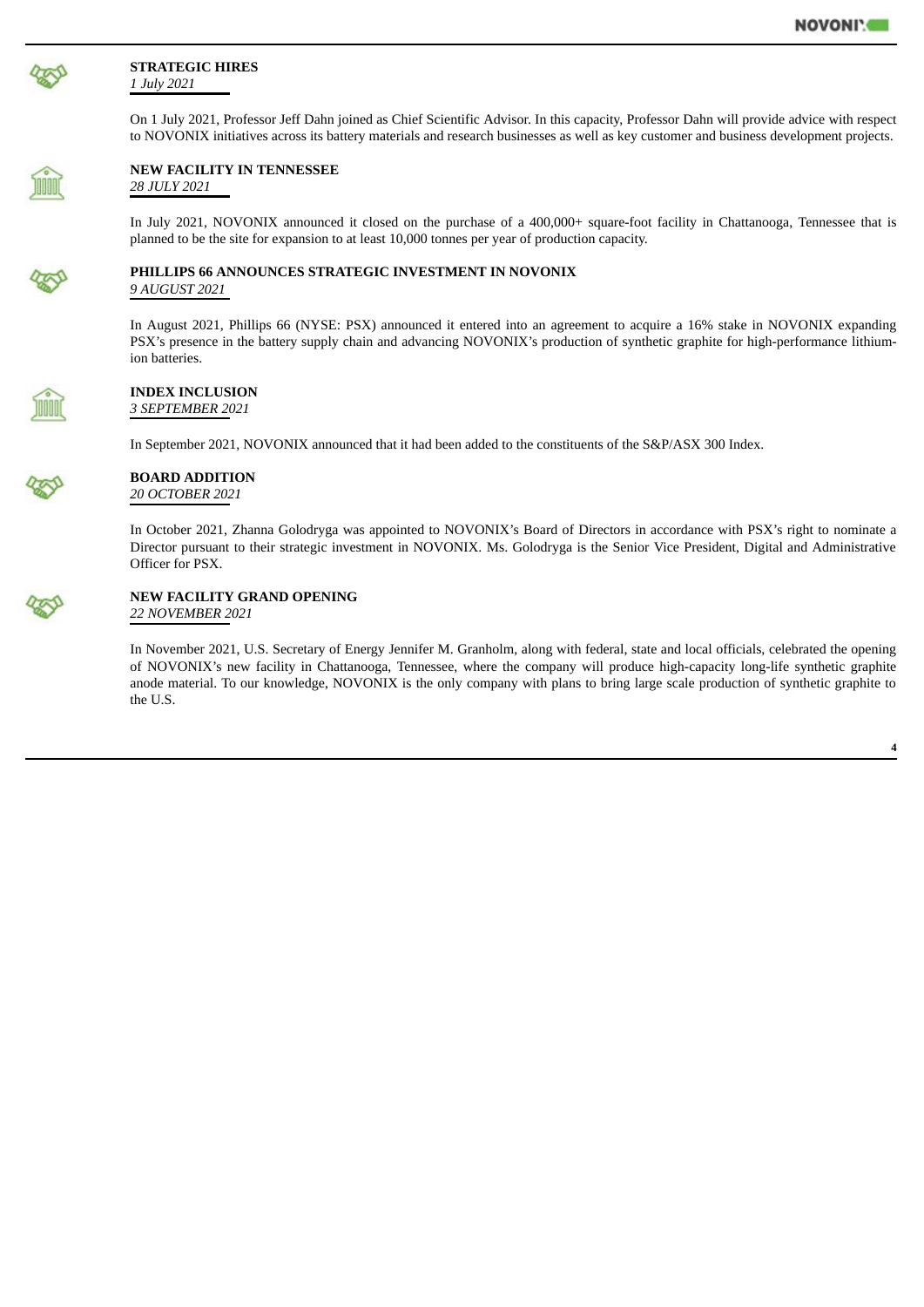### STRATEGIC HIRES

*1 July 2021*

On 1 July 2021, Professor Jeff Dahn joined as Chief Scientific Advisor. In this capacity, Professor Dahn will provide advice with respect to NOVONIX initiatives across its battery materials and research businesses as well as key customer and business development projects.

### NEW FACILITY IN TENNESSEE

*28 JULY 2021*

In July 2021, NOVONIX announced it closed on the purchase of a 400,000+ square-foot facility in Chattanooga, Tennessee that is planned to be the site for expansion to at least 10,000 tonnes per year of production capacity.

### PHILLIPS 66 ANNOUNCES STRATEGIC INVESTMENT IN NOVONIX

*9 AUGUST 2021*

In August 2021, Phillips 66 (NYSE: PSX) announced it entered into an agreement to acquire a 16% stake in NOVONIX expanding PSX's presence in the battery supply chain and advancing NOVONIX's production of synthetic graphite for high-performance lithium-ion batteries.

### INDEX INCLUSION

*3 SEPTEMBER 2021*

In September 2021, NOVONIX announced that it had been added to the constituents of the S&P/ASX 300 Index.

### BOARD ADDITION

*20 OCTOBER 2021*

In October 2021, Zhanna Golodryga was appointed to NOVONIX's Board of Directors in accordance with PSX's right to nominate a Director pursuant to their strategic investment in NOVONIX. Ms. Golodryga is the Senior Vice President, Digital and Administrative Officer for PSX.

### NEW FACILITY GRAND OPENING

*22 NOVEMBER 2021*

In November 2021, U.S. Secretary of Energy Jennifer M. Granholm, along with federal, state and local officials, celebrated the opening of NOVONIX's new facility in Chattanooga, Tennessee, where the company will produce high-capacity long-life synthetic graphite anode material. To our knowledge, NOVONIX is the only company with plans to bring large scale production of synthetic graphite to the U.S.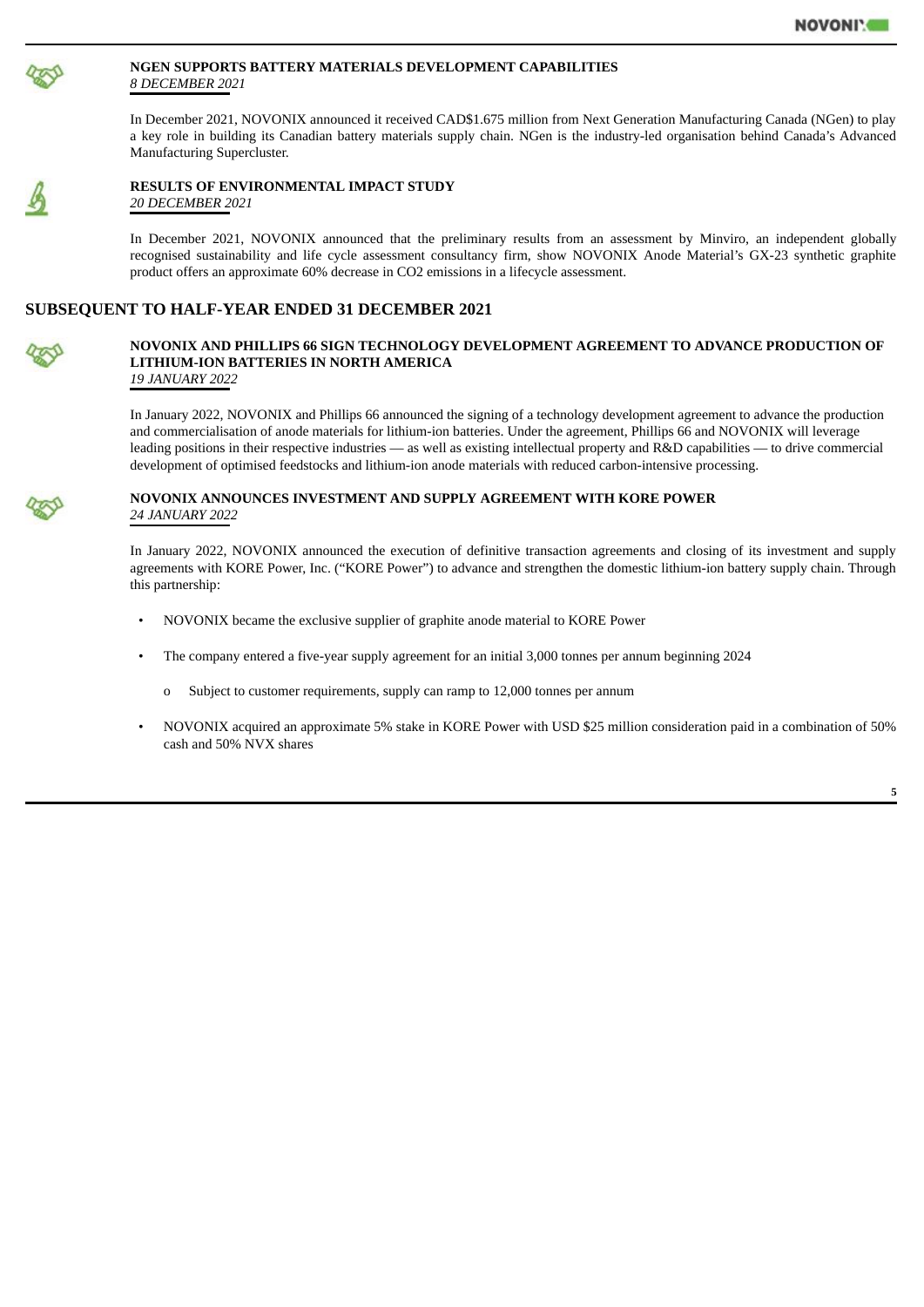### NGEN SUPPORTS BATTERY MATERIALS DEVELOPMENT CAPABILITIES

*8 DECEMBER 2021*

In December 2021, NOVONIX announced it received CAD$1.675 million from Next Generation Manufacturing Canada (NGen) to play a key role in building its Canadian battery materials supply chain. NGen is the industry-led organisation behind Canada's Advanced Manufacturing Supercluster.

### RESULTS OF ENVIRONMENTAL IMPACT STUDY

*20 DECEMBER 2021*

In December 2021, NOVONIX announced that the preliminary results from an assessment by Minviro, an independent globally recognised sustainability and life cycle assessment consultancy firm, show NOVONIX Anode Material's GX-23 synthetic graphite product offers an approximate 60% decrease in $CO_2$ emissions in a lifecycle assessment.

## SUBSEQUENT TO HALF-YEAR ENDED 31 DECEMBER 2021

### NOVONIX AND PHILLIPS 66 SIGN TECHNOLOGY DEVELOPMENT AGREEMENT TO ADVANCE PRODUCTION OF LITHIUM-ION BATTERIES IN NORTH AMERICA

*19 JANUARY 2022*

In January 2022, NOVONIX and Phillips 66 announced the signing of a technology development agreement to advance the production and commercialisation of anode materials for lithium-ion batteries. Under the agreement, Phillips 66 and NOVONIX will leverage leading positions in their respective industries — as well as existing intellectual property and R&D capabilities — to drive commercial development of optimised feedstocks and lithium-ion anode materials with reduced carbon-intensive processing.

### NOVONIX ANNOUNCES INVESTMENT AND SUPPLY AGREEMENT WITH KORE POWER

*24 JANUARY 2022*

In January 2022, NOVONIX announced the execution of definitive transaction agreements and closing of its investment and supply agreements with KORE Power, Inc. ("KORE Power") to advance and strengthen the domestic lithium-ion battery supply chain. Through this partnership:

- NOVONIX became the exclusive supplier of graphite anode material to KORE Power
- The company entered a five-year supply agreement for an initial 3,000 tonnes per annum beginning 2024
    - Subject to customer requirements, supply can ramp to 12,000 tonnes per annum
- NOVONIX acquired an approximate 5% stake in KORE Power with USD $25 million consideration paid in a combination of 50% cash and 50% NVX shares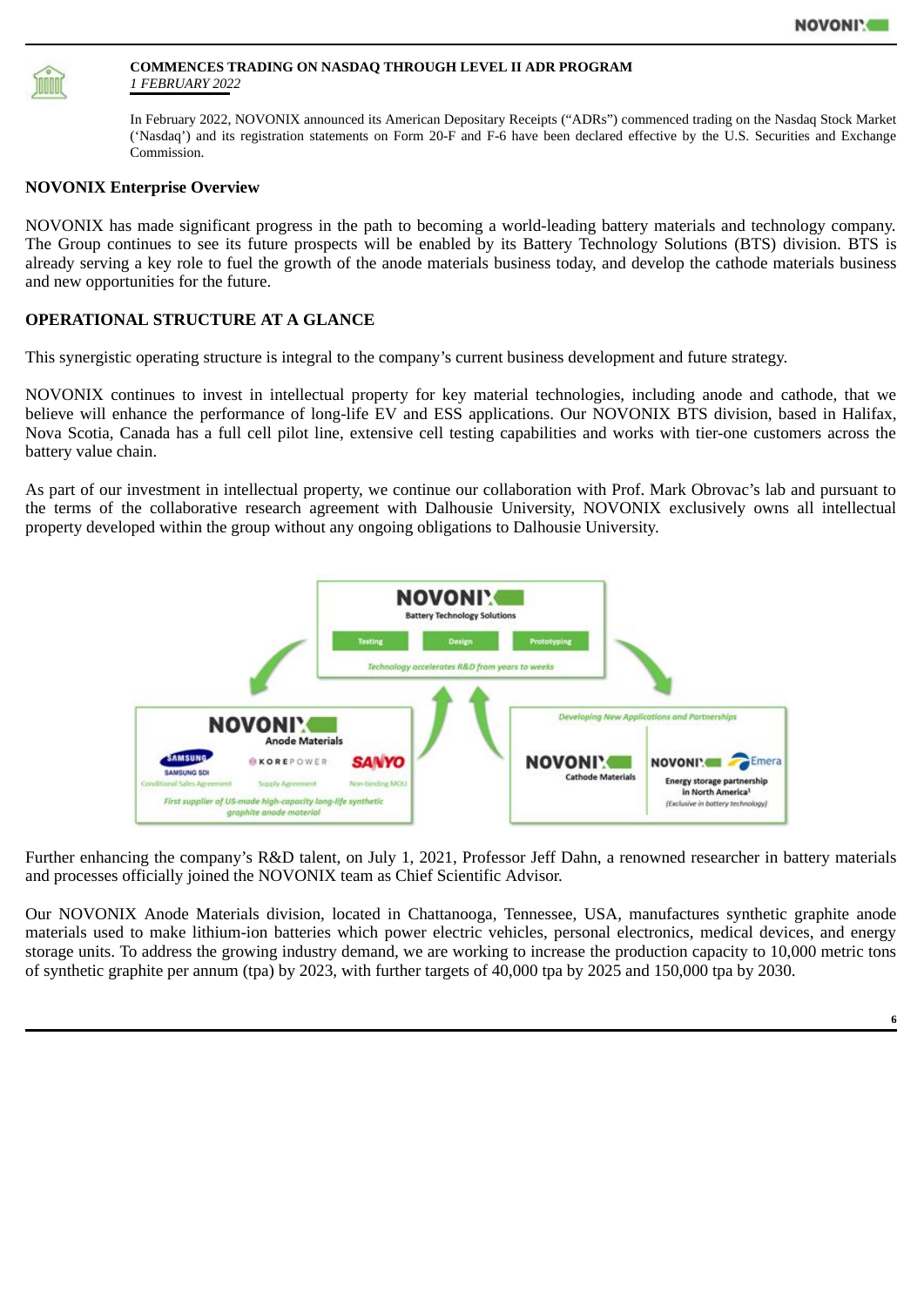**COMMENCES TRADING ON NASDAQ THROUGH LEVEL II ADR PROGRAM**
*1 FEBRUARY 2022*

In February 2022, NOVONIX announced its American Depositary Receipts ("ADRs") commenced trading on the Nasdaq Stock Market ('Nasdaq') and its registration statements on Form 20-F and F-6 have been declared effective by the U.S. Securities and Exchange Commission.

## NOVONIX Enterprise Overview

NOVONIX has made significant progress in the path to becoming a world-leading battery materials and technology company. The Group continues to see its future prospects will be enabled by its Battery Technology Solutions (BTS) division. BTS is already serving a key role to fuel the growth of the anode materials business today, and develop the cathode materials business and new opportunities for the future.

## OPERATIONAL STRUCTURE AT A GLANCE

This synergistic operating structure is integral to the company's current business development and future strategy.

NOVONIX continues to invest in intellectual property for key material technologies, including anode and cathode, that we believe will enhance the performance of long-life EV and ESS applications. Our NOVONIX BTS division, based in Halifax, Nova Scotia, Canada has a full cell pilot line, extensive cell testing capabilities and works with tier-one customers across the battery value chain.

As part of our investment in intellectual property, we continue our collaboration with Prof. Mark Obrovac's lab and pursuant to the terms of the collaborative research agreement with Dalhousie University, NOVONIX exclusively owns all intellectual property developed within the group without any ongoing obligations to Dalhousie University.

NOVONIX Battery Technology Solutions

Testing | Design | Prototyping

*Technology accelerates R&D from years to weeks*

NOVONIX Anode Materials

SAMSUNG SDI – Conditional Sales Agreement; KOREPOWER – Supply Agreement; SANYO – Non-binding MOU

*First supplier of US-made high-capacity long-life synthetic graphite anode material*

*Developing New Applications and Partnerships*

NOVONIX Cathode Materials

NOVONIX / Emera – Energy storage partnership in North America[1] *(Exclusive in battery technology)*

Further enhancing the company's R&D talent, on July 1, 2021, Professor Jeff Dahn, a renowned researcher in battery materials and processes officially joined the NOVONIX team as Chief Scientific Advisor.

Our NOVONIX Anode Materials division, located in Chattanooga, Tennessee, USA, manufactures synthetic graphite anode materials used to make lithium-ion batteries which power electric vehicles, personal electronics, medical devices, and energy storage units. To address the growing industry demand, we are working to increase the production capacity to 10,000 metric tons of synthetic graphite per annum (tpa) by 2023, with further targets of 40,000 tpa by 2025 and 150,000 tpa by 2030.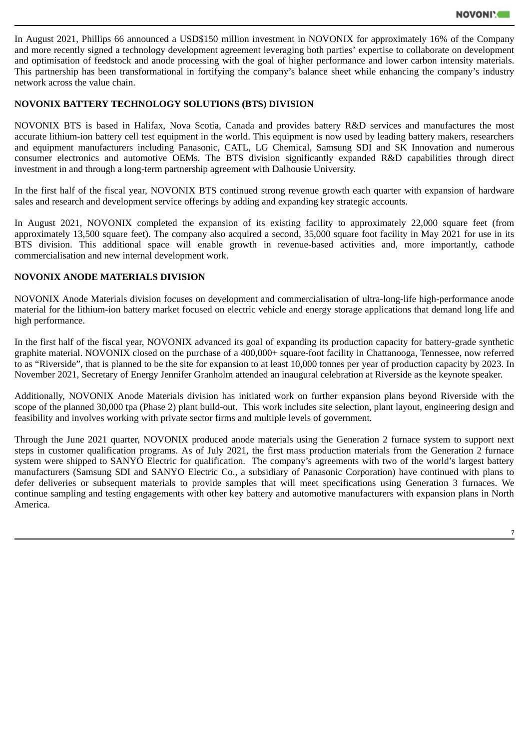In August 2021, Phillips 66 announced a USD$150 million investment in NOVONIX for approximately 16% of the Company and more recently signed a technology development agreement leveraging both parties' expertise to collaborate on development and optimisation of feedstock and anode processing with the goal of higher performance and lower carbon intensity materials. This partnership has been transformational in fortifying the company's balance sheet while enhancing the company's industry network across the value chain.

## NOVONIX BATTERY TECHNOLOGY SOLUTIONS (BTS) DIVISION

NOVONIX BTS is based in Halifax, Nova Scotia, Canada and provides battery R&D services and manufactures the most accurate lithium-ion battery cell test equipment in the world. This equipment is now used by leading battery makers, researchers and equipment manufacturers including Panasonic, CATL, LG Chemical, Samsung SDI and SK Innovation and numerous consumer electronics and automotive OEMs. The BTS division significantly expanded R&D capabilities through direct investment in and through a long-term partnership agreement with Dalhousie University.

In the first half of the fiscal year, NOVONIX BTS continued strong revenue growth each quarter with expansion of hardware sales and research and development service offerings by adding and expanding key strategic accounts.

In August 2021, NOVONIX completed the expansion of its existing facility to approximately 22,000 square feet (from approximately 13,500 square feet). The company also acquired a second, 35,000 square foot facility in May 2021 for use in its BTS division. This additional space will enable growth in revenue-based activities and, more importantly, cathode commercialisation and new internal development work.

## NOVONIX ANODE MATERIALS DIVISION

NOVONIX Anode Materials division focuses on development and commercialisation of ultra-long-life high-performance anode material for the lithium-ion battery market focused on electric vehicle and energy storage applications that demand long life and high performance.

In the first half of the fiscal year, NOVONIX advanced its goal of expanding its production capacity for battery-grade synthetic graphite material. NOVONIX closed on the purchase of a 400,000+ square-foot facility in Chattanooga, Tennessee, now referred to as "Riverside", that is planned to be the site for expansion to at least 10,000 tonnes per year of production capacity by 2023. In November 2021, Secretary of Energy Jennifer Granholm attended an inaugural celebration at Riverside as the keynote speaker.

Additionally, NOVONIX Anode Materials division has initiated work on further expansion plans beyond Riverside with the scope of the planned 30,000 tpa (Phase 2) plant build-out. This work includes site selection, plant layout, engineering design and feasibility and involves working with private sector firms and multiple levels of government.

Through the June 2021 quarter, NOVONIX produced anode materials using the Generation 2 furnace system to support next steps in customer qualification programs. As of July 2021, the first mass production materials from the Generation 2 furnace system were shipped to SANYO Electric for qualification. The company's agreements with two of the world's largest battery manufacturers (Samsung SDI and SANYO Electric Co., a subsidiary of Panasonic Corporation) have continued with plans to defer deliveries or subsequent materials to provide samples that will meet specifications using Generation 3 furnaces. We continue sampling and testing engagements with other key battery and automotive manufacturers with expansion plans in North America.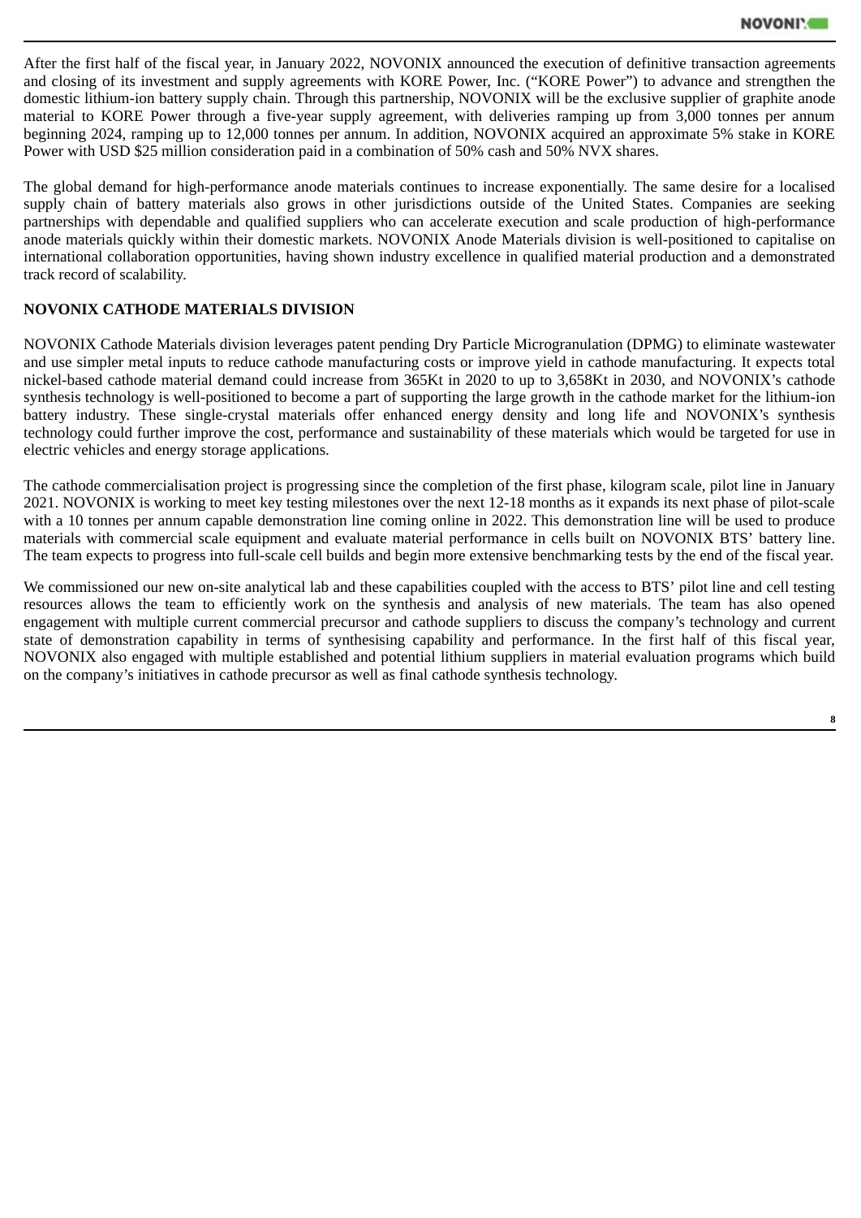After the first half of the fiscal year, in January 2022, NOVONIX announced the execution of definitive transaction agreements and closing of its investment and supply agreements with KORE Power, Inc. ("KORE Power") to advance and strengthen the domestic lithium-ion battery supply chain. Through this partnership, NOVONIX will be the exclusive supplier of graphite anode material to KORE Power through a five-year supply agreement, with deliveries ramping up from 3,000 tonnes per annum beginning 2024, ramping up to 12,000 tonnes per annum. In addition, NOVONIX acquired an approximate 5% stake in KORE Power with USD $25 million consideration paid in a combination of 50% cash and 50% NVX shares.

The global demand for high-performance anode materials continues to increase exponentially. The same desire for a localised supply chain of battery materials also grows in other jurisdictions outside of the United States. Companies are seeking partnerships with dependable and qualified suppliers who can accelerate execution and scale production of high-performance anode materials quickly within their domestic markets. NOVONIX Anode Materials division is well-positioned to capitalise on international collaboration opportunities, having shown industry excellence in qualified material production and a demonstrated track record of scalability.

## NOVONIX CATHODE MATERIALS DIVISION

NOVONIX Cathode Materials division leverages patent pending Dry Particle Microgranulation (DPMG) to eliminate wastewater and use simpler metal inputs to reduce cathode manufacturing costs or improve yield in cathode manufacturing. It expects total nickel-based cathode material demand could increase from 365Kt in 2020 to up to 3,658Kt in 2030, and NOVONIX's cathode synthesis technology is well-positioned to become a part of supporting the large growth in the cathode market for the lithium-ion battery industry. These single-crystal materials offer enhanced energy density and long life and NOVONIX's synthesis technology could further improve the cost, performance and sustainability of these materials which would be targeted for use in electric vehicles and energy storage applications.

The cathode commercialisation project is progressing since the completion of the first phase, kilogram scale, pilot line in January 2021. NOVONIX is working to meet key testing milestones over the next 12-18 months as it expands its next phase of pilot-scale with a 10 tonnes per annum capable demonstration line coming online in 2022. This demonstration line will be used to produce materials with commercial scale equipment and evaluate material performance in cells built on NOVONIX BTS' battery line. The team expects to progress into full-scale cell builds and begin more extensive benchmarking tests by the end of the fiscal year.

We commissioned our new on-site analytical lab and these capabilities coupled with the access to BTS' pilot line and cell testing resources allows the team to efficiently work on the synthesis and analysis of new materials. The team has also opened engagement with multiple current commercial precursor and cathode suppliers to discuss the company's technology and current state of demonstration capability in terms of synthesising capability and performance. In the first half of this fiscal year, NOVONIX also engaged with multiple established and potential lithium suppliers in material evaluation programs which build on the company's initiatives in cathode precursor as well as final cathode synthesis technology.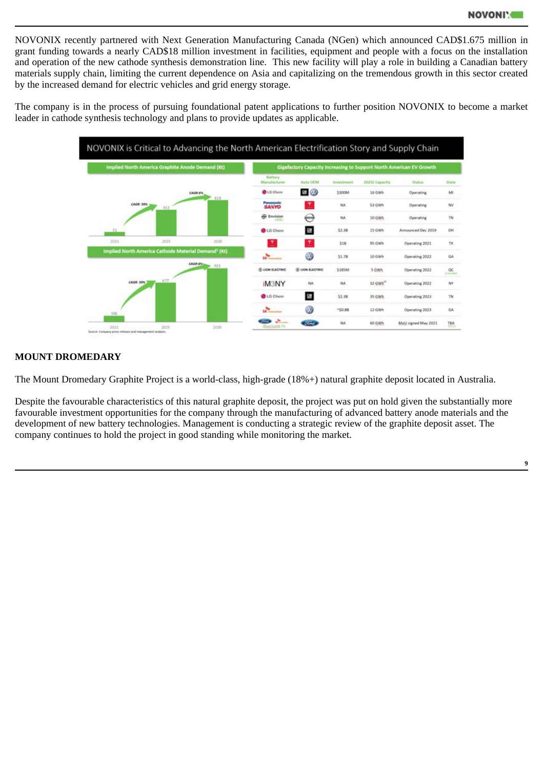NOVONIX recently partnered with Next Generation Manufacturing Canada (NGen) which announced CAD$1.675 million in grant funding towards a nearly CAD$18 million investment in facilities, equipment and people with a focus on the installation and operation of the new cathode synthesis demonstration line. This new facility will play a role in building a Canadian battery materials supply chain, limiting the current dependence on Asia and capitalizing on the tremendous growth in this sector created by the increased demand for electric vehicles and grid energy storage.

The company is in the process of pursuing foundational patent applications to further position NOVONIX to become a market leader in cathode synthesis technology and plans to provide updates as applicable.

NOVONIX is Critical to Advancing the North American Electrification Story and Supply Chain

Implied North America Graphite Anode Demand (Kt)

| 2021 | 2025 | 2030 |
|---|---|---|
| 71 | 453 | 618 |

CAGR: 59% (2021–2025); CAGR: 6% (2025–2030)

Implied North America Cathode Material Demand[1] (Kt)

| 2021 | 2025 | 2030 |
|---|---|---|
| 106 | 677 | 923 |

CAGR: 59% (2021–2025); CAGR: 6% (2025–2030)

Source: Company press releases and management analysis.

Gigafactory Capacity Increasing to Support North American EV Growth

| Battery Manufacturer | Auto OEM | Investment | 2025E Capacity | Status | State |
|---|---|---|---|---|---|
| LG Chem | GM / VW | $300M | 16 GWh | Operating | MI |
| Panasonic SANYO | Tesla | NA | 53 GWh | Operating | NV |
| Envision AESC | Nissan | NA | 10 GWh | Operating | TN |
| LG Chem | GM | $2.3B | 15 GWh | Announced Dec 2019 | OH |
| Tesla | Tesla | $1B | 95 GWh | Operating 2021 | TX |
| SK Innovation | VW | $1.7B | 10 GWh | Operating 2022 | GA |
| Lion Electric | Lion Electric | $185M | 5 GWh | Operating 2022 | QC (Canada) |
| iM3NY | NA | NA | 32 GWh | Operating 2022 | NY |
| LG Chem | GM | $2.3B | 35 GWh | Operating 2023 | TN |
| SK Innovation | VW | ~$0.8B | 12 GWh | Operating 2023 | GA |
| Ford / SK Innovation (BlueOvalSK JV) | Ford | NA | 60 GWh | MoU signed May 2021 | TBA |

## MOUNT DROMEDARY

The Mount Dromedary Graphite Project is a world-class, high-grade (18%+) natural graphite deposit located in Australia.

Despite the favourable characteristics of this natural graphite deposit, the project was put on hold given the substantially more favourable investment opportunities for the company through the manufacturing of advanced battery anode materials and the development of new battery technologies. Management is conducting a strategic review of the graphite deposit asset. The company continues to hold the project in good standing while monitoring the market.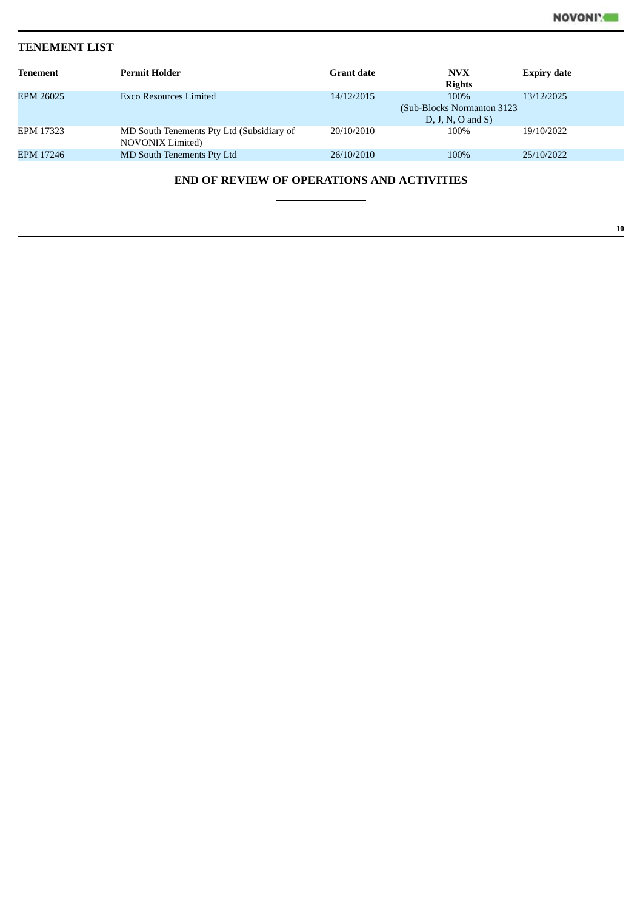## TENEMENT LIST

| Tenement | Permit Holder | Grant date | NVX Rights | Expiry date |
|---|---|---|---|---|
| EPM 26025 | Exco Resources Limited | 14/12/2015 | 100% (Sub-Blocks Normanton 3123 D, J, N, O and S) | 13/12/2025 |
| EPM 17323 | MD South Tenements Pty Ltd (Subsidiary of NOVONIX Limited) | 20/10/2010 | 100% | 19/10/2022 |
| EPM 17246 | MD South Tenements Pty Ltd | 26/10/2010 | 100% | 25/10/2022 |

**END OF REVIEW OF OPERATIONS AND ACTIVITIES**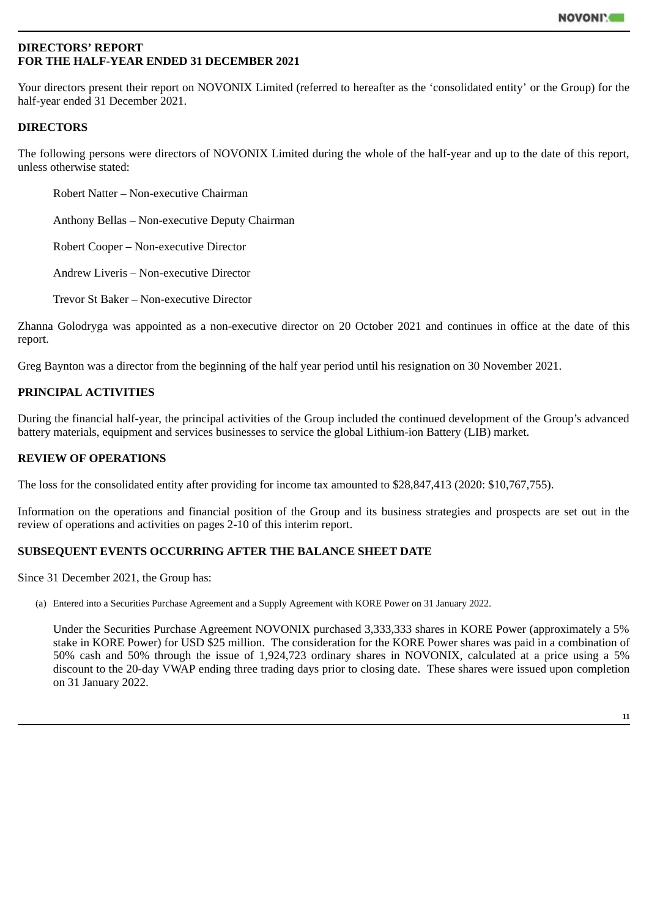# DIRECTORS' REPORT
# FOR THE HALF-YEAR ENDED 31 DECEMBER 2021

Your directors present their report on NOVONIX Limited (referred to hereafter as the 'consolidated entity' or the Group) for the half-year ended 31 December 2021.

## DIRECTORS

The following persons were directors of NOVONIX Limited during the whole of the half-year and up to the date of this report, unless otherwise stated:

Robert Natter – Non-executive Chairman

Anthony Bellas – Non-executive Deputy Chairman

Robert Cooper – Non-executive Director

Andrew Liveris – Non-executive Director

Trevor St Baker – Non-executive Director

Zhanna Golodryga was appointed as a non-executive director on 20 October 2021 and continues in office at the date of this report.

Greg Baynton was a director from the beginning of the half year period until his resignation on 30 November 2021.

## PRINCIPAL ACTIVITIES

During the financial half-year, the principal activities of the Group included the continued development of the Group's advanced battery materials, equipment and services businesses to service the global Lithium-ion Battery (LIB) market.

## REVIEW OF OPERATIONS

The loss for the consolidated entity after providing for income tax amounted to $28,847,413 (2020: $10,767,755).

Information on the operations and financial position of the Group and its business strategies and prospects are set out in the review of operations and activities on pages 2-10 of this interim report.

## SUBSEQUENT EVENTS OCCURRING AFTER THE BALANCE SHEET DATE

Since 31 December 2021, the Group has:

(a) Entered into a Securities Purchase Agreement and a Supply Agreement with KORE Power on 31 January 2022.

Under the Securities Purchase Agreement NOVONIX purchased 3,333,333 shares in KORE Power (approximately a 5% stake in KORE Power) for USD $25 million. The consideration for the KORE Power shares was paid in a combination of 50% cash and 50% through the issue of 1,924,723 ordinary shares in NOVONIX, calculated at a price using a 5% discount to the 20-day VWAP ending three trading days prior to closing date. These shares were issued upon completion on 31 January 2022.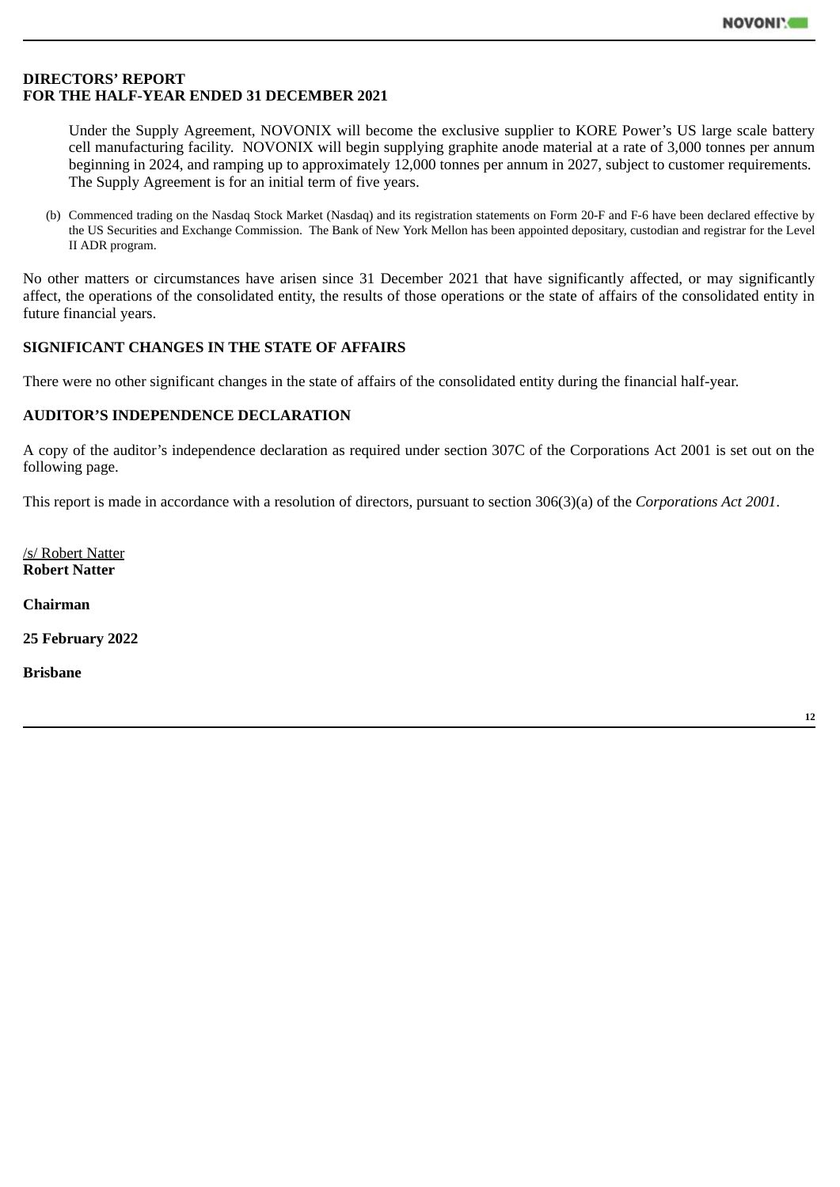**DIRECTORS' REPORT**
**FOR THE HALF-YEAR ENDED 31 DECEMBER 2021**

Under the Supply Agreement, NOVONIX will become the exclusive supplier to KORE Power's US large scale battery cell manufacturing facility. NOVONIX will begin supplying graphite anode material at a rate of 3,000 tonnes per annum beginning in 2024, and ramping up to approximately 12,000 tonnes per annum in 2027, subject to customer requirements. The Supply Agreement is for an initial term of five years.

(b) Commenced trading on the Nasdaq Stock Market (Nasdaq) and its registration statements on Form 20-F and F-6 have been declared effective by the US Securities and Exchange Commission. The Bank of New York Mellon has been appointed depositary, custodian and registrar for the Level II ADR program.

No other matters or circumstances have arisen since 31 December 2021 that have significantly affected, or may significantly affect, the operations of the consolidated entity, the results of those operations or the state of affairs of the consolidated entity in future financial years.

## SIGNIFICANT CHANGES IN THE STATE OF AFFAIRS

There were no other significant changes in the state of affairs of the consolidated entity during the financial half-year.

## AUDITOR'S INDEPENDENCE DECLARATION

A copy of the auditor's independence declaration as required under section 307C of the Corporations Act 2001 is set out on the following page.

This report is made in accordance with a resolution of directors, pursuant to section 306(3)(a) of the *Corporations Act 2001*.

/s/ Robert Natter
**Robert Natter**

**Chairman**

**25 February 2022**

**Brisbane**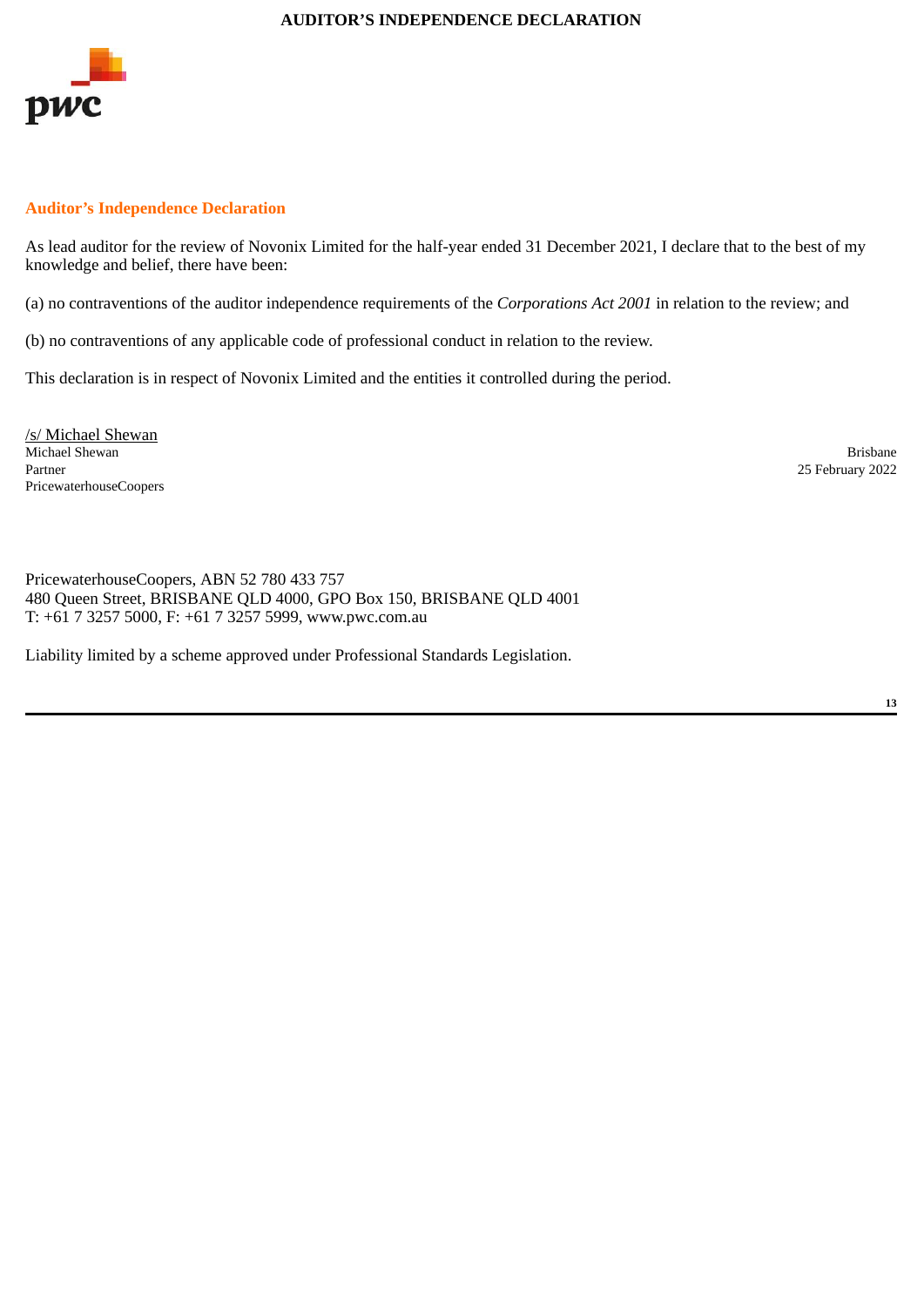# AUDITOR'S INDEPENDENCE DECLARATION

## Auditor's Independence Declaration

As lead auditor for the review of Novonix Limited for the half-year ended 31 December 2021, I declare that to the best of my knowledge and belief, there have been:

(a) no contraventions of the auditor independence requirements of the *Corporations Act 2001* in relation to the review; and

(b) no contraventions of any applicable code of professional conduct in relation to the review.

This declaration is in respect of Novonix Limited and the entities it controlled during the period.

/s/ Michael Shewan
Michael Shewan
Partner
PricewaterhouseCoopers

Brisbane
25 February 2022

PricewaterhouseCoopers, ABN 52 780 433 757
480 Queen Street, BRISBANE QLD 4000, GPO Box 150, BRISBANE QLD 4001
T: +61 7 3257 5000, F: +61 7 3257 5999, www.pwc.com.au

Liability limited by a scheme approved under Professional Standards Legislation.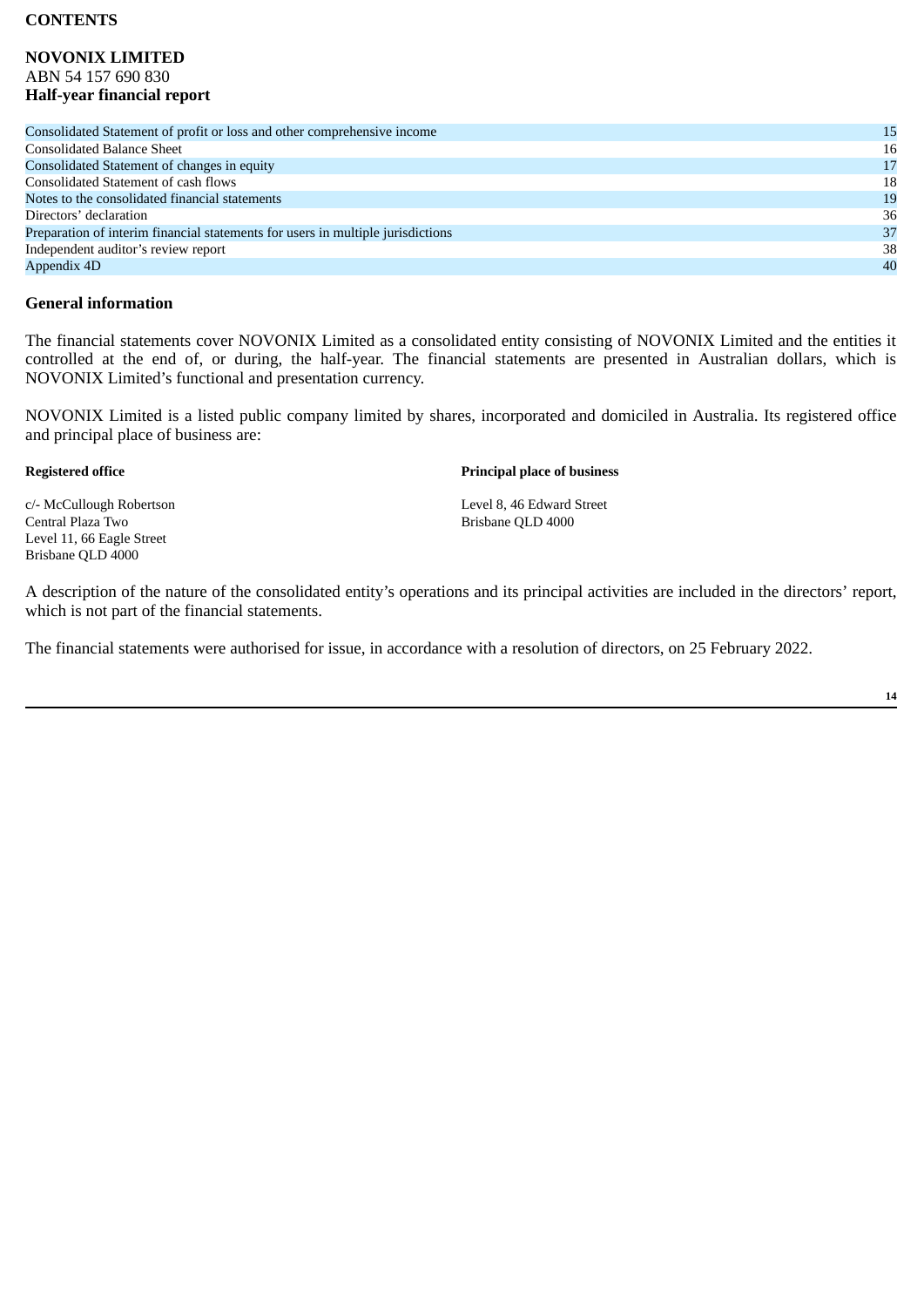**CONTENTS**

**NOVONIX LIMITED**
ABN 54 157 690 830
**Half-year financial report**

| | |
|---|---|
| Consolidated Statement of profit or loss and other comprehensive income | 15 |
| Consolidated Balance Sheet | 16 |
| Consolidated Statement of changes in equity | 17 |
| Consolidated Statement of cash flows | 18 |
| Notes to the consolidated financial statements | 19 |
| Directors' declaration | 36 |
| Preparation of interim financial statements for users in multiple jurisdictions | 37 |
| Independent auditor's review report | 38 |
| Appendix 4D | 40 |

## General information

The financial statements cover NOVONIX Limited as a consolidated entity consisting of NOVONIX Limited and the entities it controlled at the end of, or during, the half-year. The financial statements are presented in Australian dollars, which is NOVONIX Limited's functional and presentation currency.

NOVONIX Limited is a listed public company limited by shares, incorporated and domiciled in Australia. Its registered office and principal place of business are:

**Registered office**

c/- McCullough Robertson
Central Plaza Two
Level 11, 66 Eagle Street
Brisbane QLD 4000

**Principal place of business**

Level 8, 46 Edward Street
Brisbane QLD 4000

A description of the nature of the consolidated entity's operations and its principal activities are included in the directors' report, which is not part of the financial statements.

The financial statements were authorised for issue, in accordance with a resolution of directors, on 25 February 2022.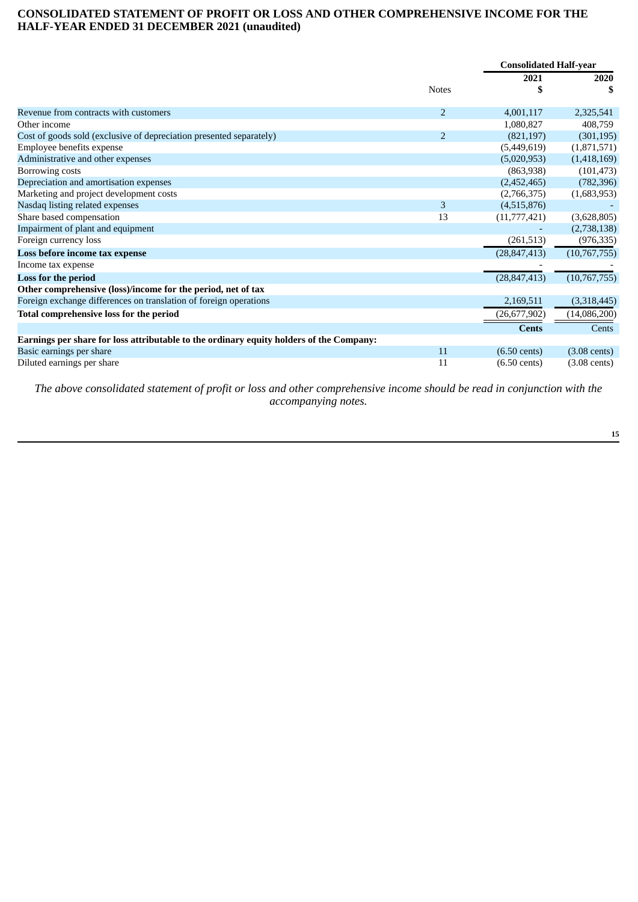# CONSOLIDATED STATEMENT OF PROFIT OR LOSS AND OTHER COMPREHENSIVE INCOME FOR THE HALF-YEAR ENDED 31 DECEMBER 2021 (unaudited)

| | Notes | Consolidated Half-year 2021 $ | 2020 $ |
|---|---|---|---|
| Revenue from contracts with customers | 2 | 4,001,117 | 2,325,541 |
| Other income | | 1,080,827 | 408,759 |
| Cost of goods sold (exclusive of depreciation presented separately) | 2 | (821,197) | (301,195) |
| Employee benefits expense | | (5,449,619) | (1,871,571) |
| Administrative and other expenses | | (5,020,953) | (1,418,169) |
| Borrowing costs | | (863,938) | (101,473) |
| Depreciation and amortisation expenses | | (2,452,465) | (782,396) |
| Marketing and project development costs | | (2,766,375) | (1,683,953) |
| Nasdaq listing related expenses | 3 | (4,515,876) | - |
| Share based compensation | 13 | (11,777,421) | (3,628,805) |
| Impairment of plant and equipment | | - | (2,738,138) |
| Foreign currency loss | | (261,513) | (976,335) |
| **Loss before income tax expense** | | (28,847,413) | (10,767,755) |
| Income tax expense | | - | - |
| **Loss for the period** | | (28,847,413) | (10,767,755) |
| **Other comprehensive (loss)/income for the period, net of tax** | | | |
| Foreign exchange differences on translation of foreign operations | | 2,169,511 | (3,318,445) |
| **Total comprehensive loss for the period** | | (26,677,902) | (14,086,200) |
| | | **Cents** | Cents |
| **Earnings per share for loss attributable to the ordinary equity holders of the Company:** | | | |
| Basic earnings per share | 11 | (6.50 cents) | (3.08 cents) |
| Diluted earnings per share | 11 | (6.50 cents) | (3.08 cents) |

*The above consolidated statement of profit or loss and other comprehensive income should be read in conjunction with the accompanying notes.*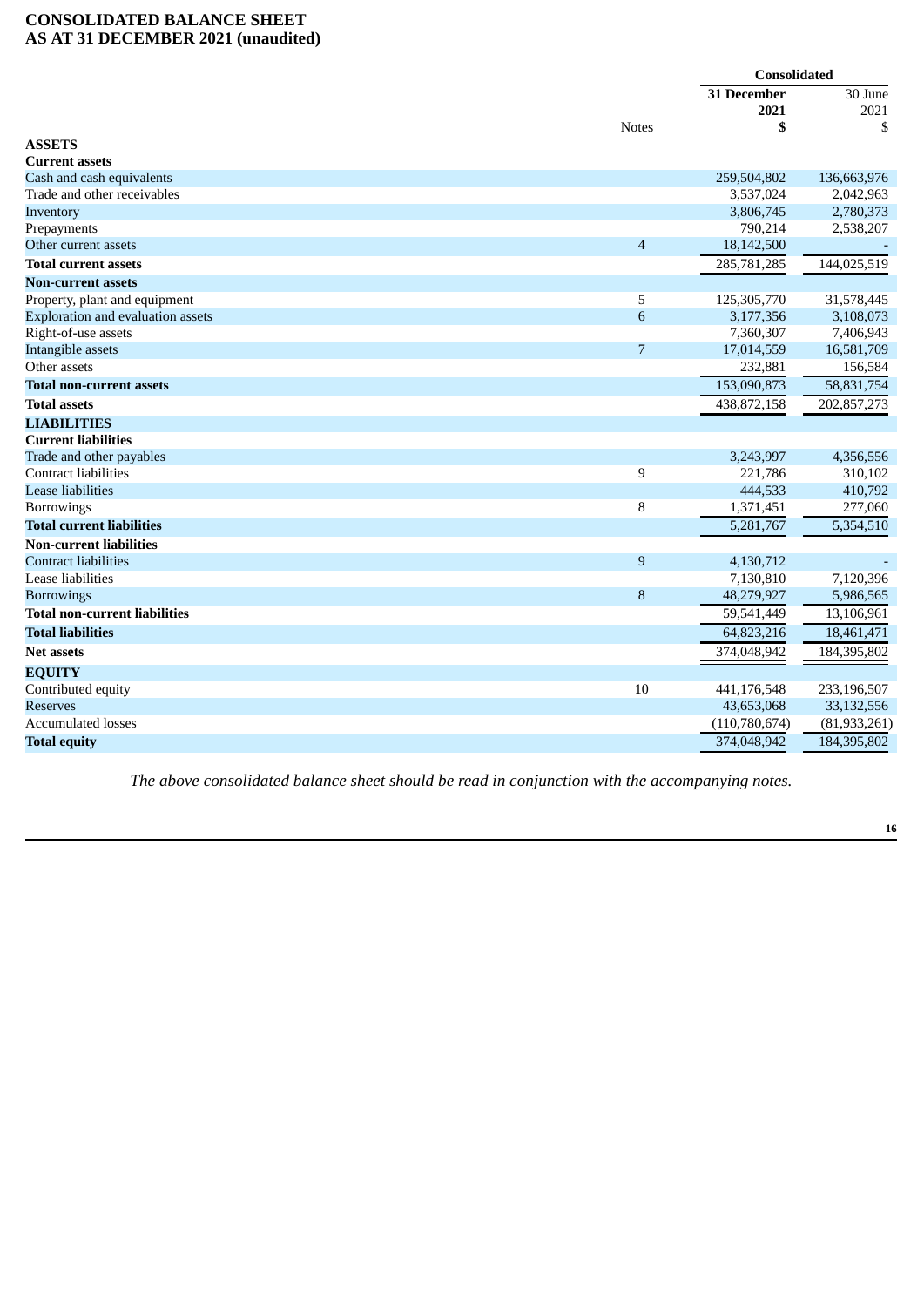# CONSOLIDATED BALANCE SHEET
## AS AT 31 DECEMBER 2021 (unaudited)

| | | Consolidated | |
|---|---|---|---|
| | | **31 December 2021** | 30 June 2021 |
| | Notes | **$** | $ |
| **ASSETS** | | | |
| **Current assets** | | | |
| Cash and cash equivalents | | 259,504,802 | 136,663,976 |
| Trade and other receivables | | 3,537,024 | 2,042,963 |
| Inventory | | 3,806,745 | 2,780,373 |
| Prepayments | | 790,214 | 2,538,207 |
| Other current assets | 4 | 18,142,500 | - |
| **Total current assets** | | 285,781,285 | 144,025,519 |
| **Non-current assets** | | | |
| Property, plant and equipment | 5 | 125,305,770 | 31,578,445 |
| Exploration and evaluation assets | 6 | 3,177,356 | 3,108,073 |
| Right-of-use assets | | 7,360,307 | 7,406,943 |
| Intangible assets | 7 | 17,014,559 | 16,581,709 |
| Other assets | | 232,881 | 156,584 |
| **Total non-current assets** | | 153,090,873 | 58,831,754 |
| **Total assets** | | 438,872,158 | 202,857,273 |
| **LIABILITIES** | | | |
| **Current liabilities** | | | |
| Trade and other payables | | 3,243,997 | 4,356,556 |
| Contract liabilities | 9 | 221,786 | 310,102 |
| Lease liabilities | | 444,533 | 410,792 |
| Borrowings | 8 | 1,371,451 | 277,060 |
| **Total current liabilities** | | 5,281,767 | 5,354,510 |
| **Non-current liabilities** | | | |
| Contract liabilities | 9 | 4,130,712 | - |
| Lease liabilities | | 7,130,810 | 7,120,396 |
| Borrowings | 8 | 48,279,927 | 5,986,565 |
| **Total non-current liabilities** | | 59,541,449 | 13,106,961 |
| **Total liabilities** | | 64,823,216 | 18,461,471 |
| **Net assets** | | 374,048,942 | 184,395,802 |
| **EQUITY** | | | |
| Contributed equity | 10 | 441,176,548 | 233,196,507 |
| Reserves | | 43,653,068 | 33,132,556 |
| Accumulated losses | | (110,780,674) | (81,933,261) |
| **Total equity** | | 374,048,942 | 184,395,802 |

*The above consolidated balance sheet should be read in conjunction with the accompanying notes.*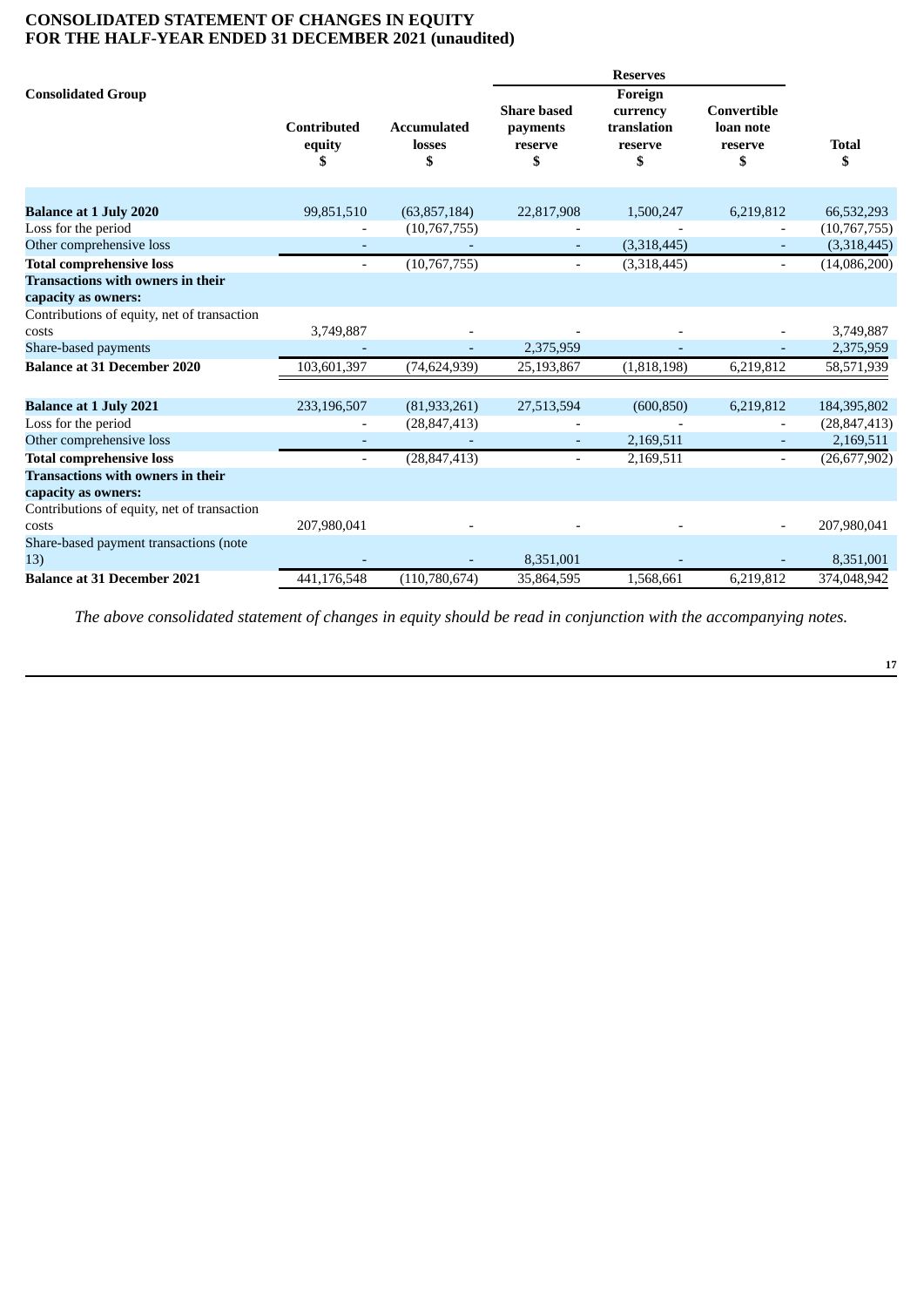# CONSOLIDATED STATEMENT OF CHANGES IN EQUITY
# FOR THE HALF-YEAR ENDED 31 DECEMBER 2021 (unaudited)

| Consolidated Group | | | Reserves | | | |
|---|---|---|---|---|---|---|
| | Contributed equity $ | Accumulated losses $ | Share based payments reserve $ | Foreign currency translation reserve $ | Convertible loan note reserve $ | Total $ |
| **Balance at 1 July 2020** | 99,851,510 | (63,857,184) | 22,817,908 | 1,500,247 | 6,219,812 | 66,532,293 |
| Loss for the period | - | (10,767,755) | - | - | - | (10,767,755) |
| Other comprehensive loss | - | - | - | (3,318,445) | - | (3,318,445) |
| **Total comprehensive loss** | - | (10,767,755) | - | (3,318,445) | - | (14,086,200) |
| **Transactions with owners in their capacity as owners:** | | | | | | |
| Contributions of equity, net of transaction costs | 3,749,887 | - | - | - | - | 3,749,887 |
| Share-based payments | - | - | 2,375,959 | - | - | 2,375,959 |
| **Balance at 31 December 2020** | 103,601,397 | (74,624,939) | 25,193,867 | (1,818,198) | 6,219,812 | 58,571,939 |
| | | | | | | |
| **Balance at 1 July 2021** | 233,196,507 | (81,933,261) | 27,513,594 | (600,850) | 6,219,812 | 184,395,802 |
| Loss for the period | - | (28,847,413) | - | - | - | (28,847,413) |
| Other comprehensive loss | - | - | - | 2,169,511 | - | 2,169,511 |
| **Total comprehensive loss** | - | (28,847,413) | - | 2,169,511 | - | (26,677,902) |
| **Transactions with owners in their capacity as owners:** | | | | | | |
| Contributions of equity, net of transaction costs | 207,980,041 | - | - | - | - | 207,980,041 |
| Share-based payment transactions (note 13) | - | - | 8,351,001 | - | - | 8,351,001 |
| **Balance at 31 December 2021** | 441,176,548 | (110,780,674) | 35,864,595 | 1,568,661 | 6,219,812 | 374,048,942 |

*The above consolidated statement of changes in equity should be read in conjunction with the accompanying notes.*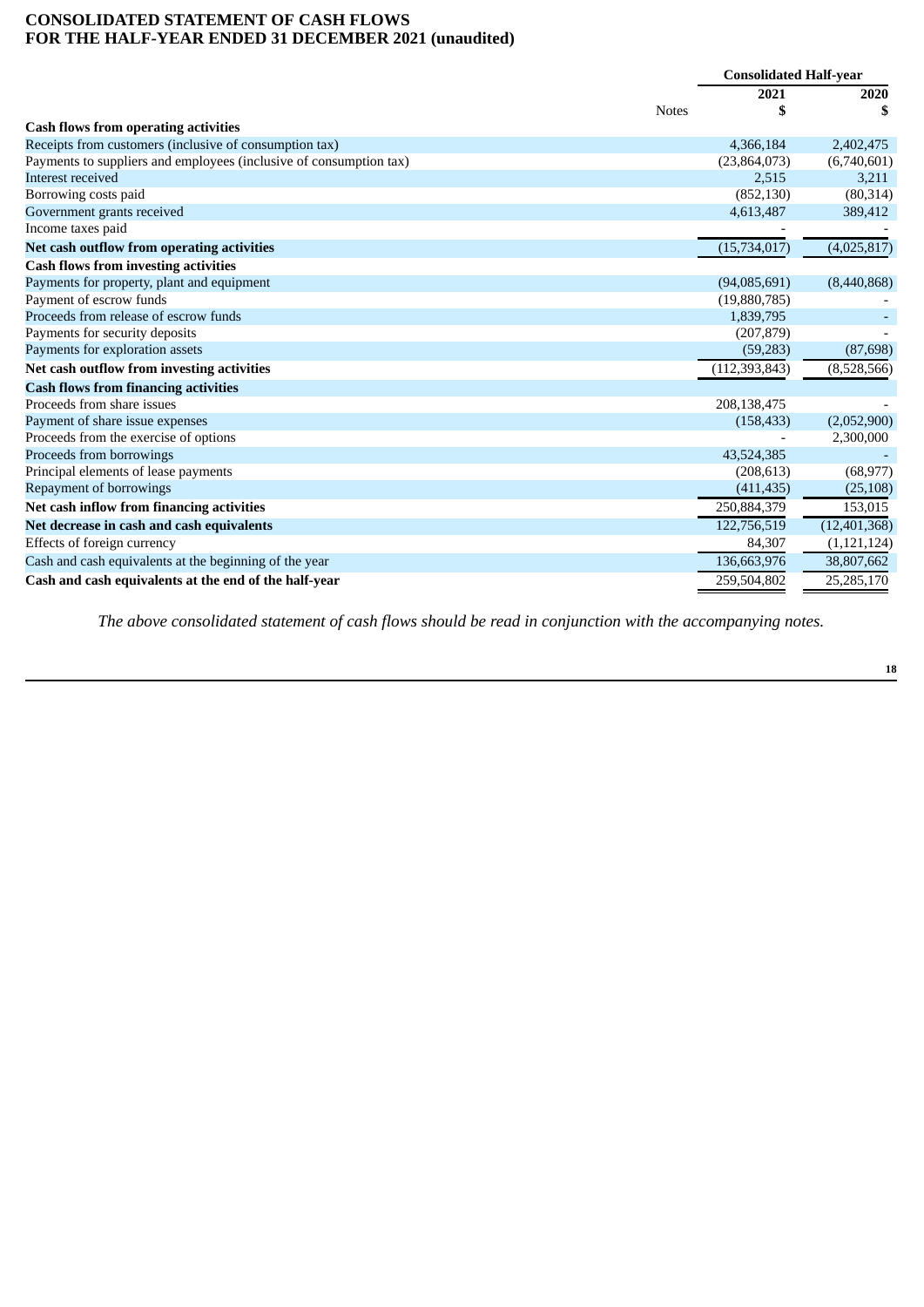# CONSOLIDATED STATEMENT OF CASH FLOWS
# FOR THE HALF-YEAR ENDED 31 DECEMBER 2021 (unaudited)

| | Notes | Consolidated Half-year 2021 $ | 2020 $ |
|---|---|---|---|
| **Cash flows from operating activities** | | | |
| Receipts from customers (inclusive of consumption tax) | | 4,366,184 | 2,402,475 |
| Payments to suppliers and employees (inclusive of consumption tax) | | (23,864,073) | (6,740,601) |
| Interest received | | 2,515 | 3,211 |
| Borrowing costs paid | | (852,130) | (80,314) |
| Government grants received | | 4,613,487 | 389,412 |
| Income taxes paid | | - | - |
| **Net cash outflow from operating activities** | | (15,734,017) | (4,025,817) |
| **Cash flows from investing activities** | | | |
| Payments for property, plant and equipment | | (94,085,691) | (8,440,868) |
| Payment of escrow funds | | (19,880,785) | - |
| Proceeds from release of escrow funds | | 1,839,795 | - |
| Payments for security deposits | | (207,879) | - |
| Payments for exploration assets | | (59,283) | (87,698) |
| **Net cash outflow from investing activities** | | (112,393,843) | (8,528,566) |
| **Cash flows from financing activities** | | | |
| Proceeds from share issues | | 208,138,475 | - |
| Payment of share issue expenses | | (158,433) | (2,052,900) |
| Proceeds from the exercise of options | | - | 2,300,000 |
| Proceeds from borrowings | | 43,524,385 | - |
| Principal elements of lease payments | | (208,613) | (68,977) |
| Repayment of borrowings | | (411,435) | (25,108) |
| **Net cash inflow from financing activities** | | 250,884,379 | 153,015 |
| **Net decrease in cash and cash equivalents** | | 122,756,519 | (12,401,368) |
| Effects of foreign currency | | 84,307 | (1,121,124) |
| Cash and cash equivalents at the beginning of the year | | 136,663,976 | 38,807,662 |
| **Cash and cash equivalents at the end of the half-year** | | 259,504,802 | 25,285,170 |

*The above consolidated statement of cash flows should be read in conjunction with the accompanying notes.*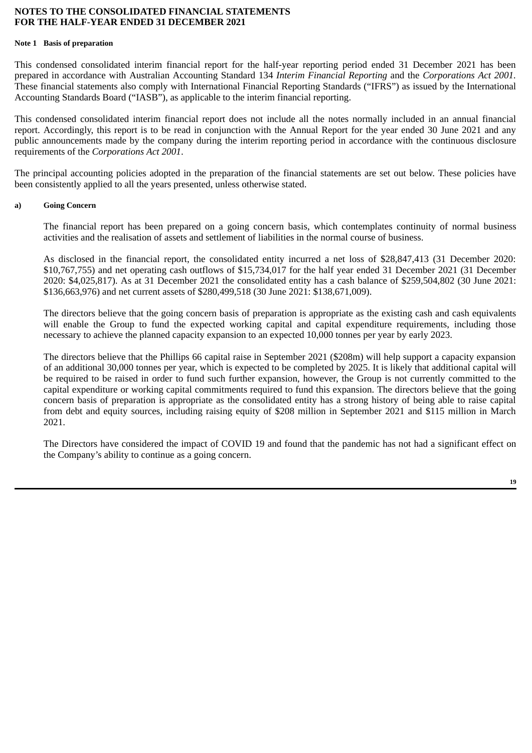# NOTES TO THE CONSOLIDATED FINANCIAL STATEMENTS
# FOR THE HALF-YEAR ENDED 31 DECEMBER 2021

### Note 1 Basis of preparation

This condensed consolidated interim financial report for the half-year reporting period ended 31 December 2021 has been prepared in accordance with Australian Accounting Standard 134 *Interim Financial Reporting* and the *Corporations Act 2001*. These financial statements also comply with International Financial Reporting Standards ("IFRS") as issued by the International Accounting Standards Board ("IASB"), as applicable to the interim financial reporting.

This condensed consolidated interim financial report does not include all the notes normally included in an annual financial report. Accordingly, this report is to be read in conjunction with the Annual Report for the year ended 30 June 2021 and any public announcements made by the company during the interim reporting period in accordance with the continuous disclosure requirements of the *Corporations Act 2001*.

The principal accounting policies adopted in the preparation of the financial statements are set out below. These policies have been consistently applied to all the years presented, unless otherwise stated.

#### a) Going Concern

The financial report has been prepared on a going concern basis, which contemplates continuity of normal business activities and the realisation of assets and settlement of liabilities in the normal course of business.

As disclosed in the financial report, the consolidated entity incurred a net loss of $28,847,413 (31 December 2020: $10,767,755) and net operating cash outflows of $15,734,017 for the half year ended 31 December 2021 (31 December 2020: $4,025,817). As at 31 December 2021 the consolidated entity has a cash balance of $259,504,802 (30 June 2021: $136,663,976) and net current assets of $280,499,518 (30 June 2021: $138,671,009).

The directors believe that the going concern basis of preparation is appropriate as the existing cash and cash equivalents will enable the Group to fund the expected working capital and capital expenditure requirements, including those necessary to achieve the planned capacity expansion to an expected 10,000 tonnes per year by early 2023.

The directors believe that the Phillips 66 capital raise in September 2021 ($208m) will help support a capacity expansion of an additional 30,000 tonnes per year, which is expected to be completed by 2025. It is likely that additional capital will be required to be raised in order to fund such further expansion, however, the Group is not currently committed to the capital expenditure or working capital commitments required to fund this expansion. The directors believe that the going concern basis of preparation is appropriate as the consolidated entity has a strong history of being able to raise capital from debt and equity sources, including raising equity of $208 million in September 2021 and $115 million in March 2021.

The Directors have considered the impact of COVID 19 and found that the pandemic has not had a significant effect on the Company's ability to continue as a going concern.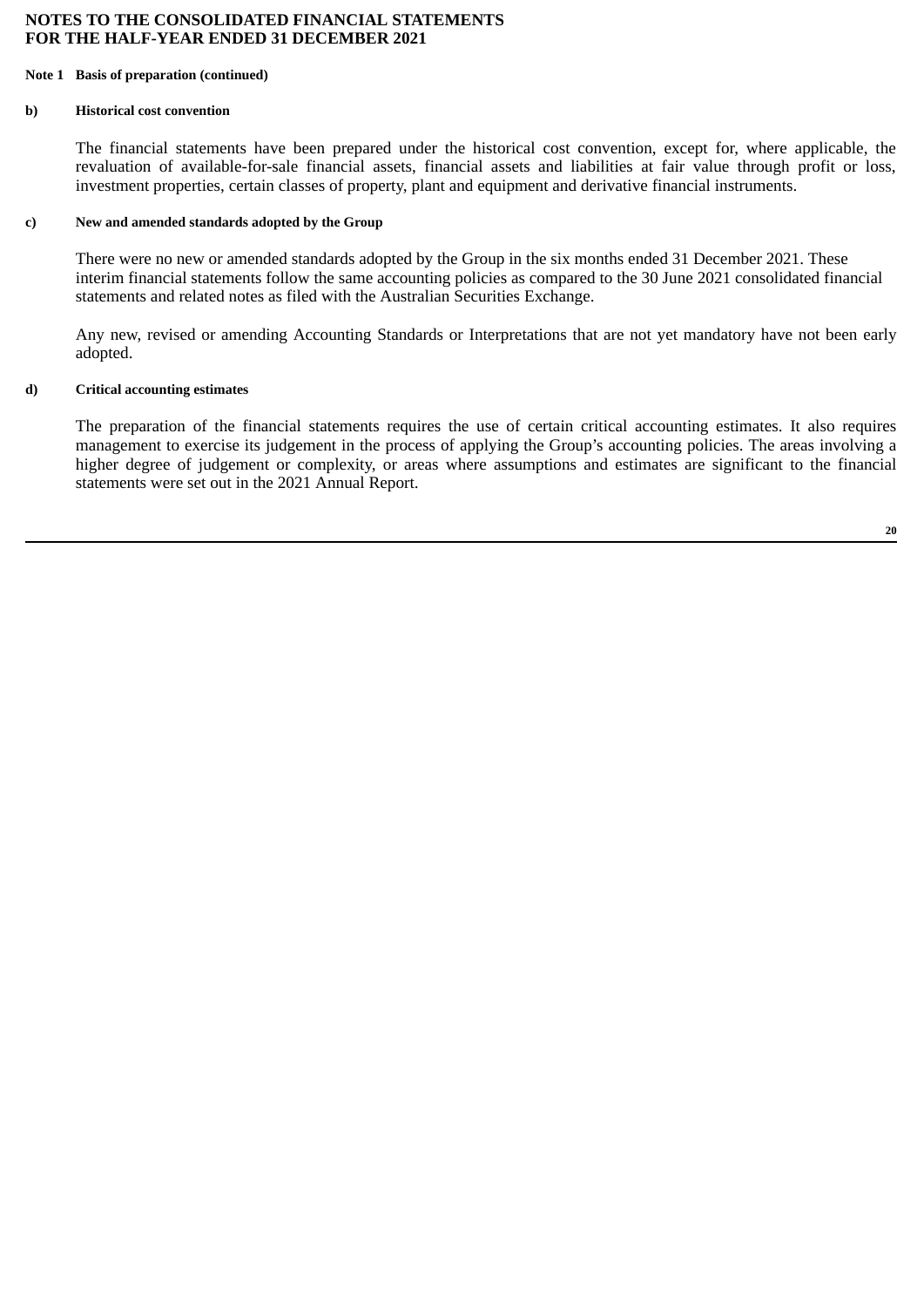**Note 1 Basis of preparation (continued)**

**b) Historical cost convention**

The financial statements have been prepared under the historical cost convention, except for, where applicable, the revaluation of available-for-sale financial assets, financial assets and liabilities at fair value through profit or loss, investment properties, certain classes of property, plant and equipment and derivative financial instruments.

**c) New and amended standards adopted by the Group**

There were no new or amended standards adopted by the Group in the six months ended 31 December 2021. These interim financial statements follow the same accounting policies as compared to the 30 June 2021 consolidated financial statements and related notes as filed with the Australian Securities Exchange.

Any new, revised or amending Accounting Standards or Interpretations that are not yet mandatory have not been early adopted.

**d) Critical accounting estimates**

The preparation of the financial statements requires the use of certain critical accounting estimates. It also requires management to exercise its judgement in the process of applying the Group's accounting policies. The areas involving a higher degree of judgement or complexity, or areas where assumptions and estimates are significant to the financial statements were set out in the 2021 Annual Report.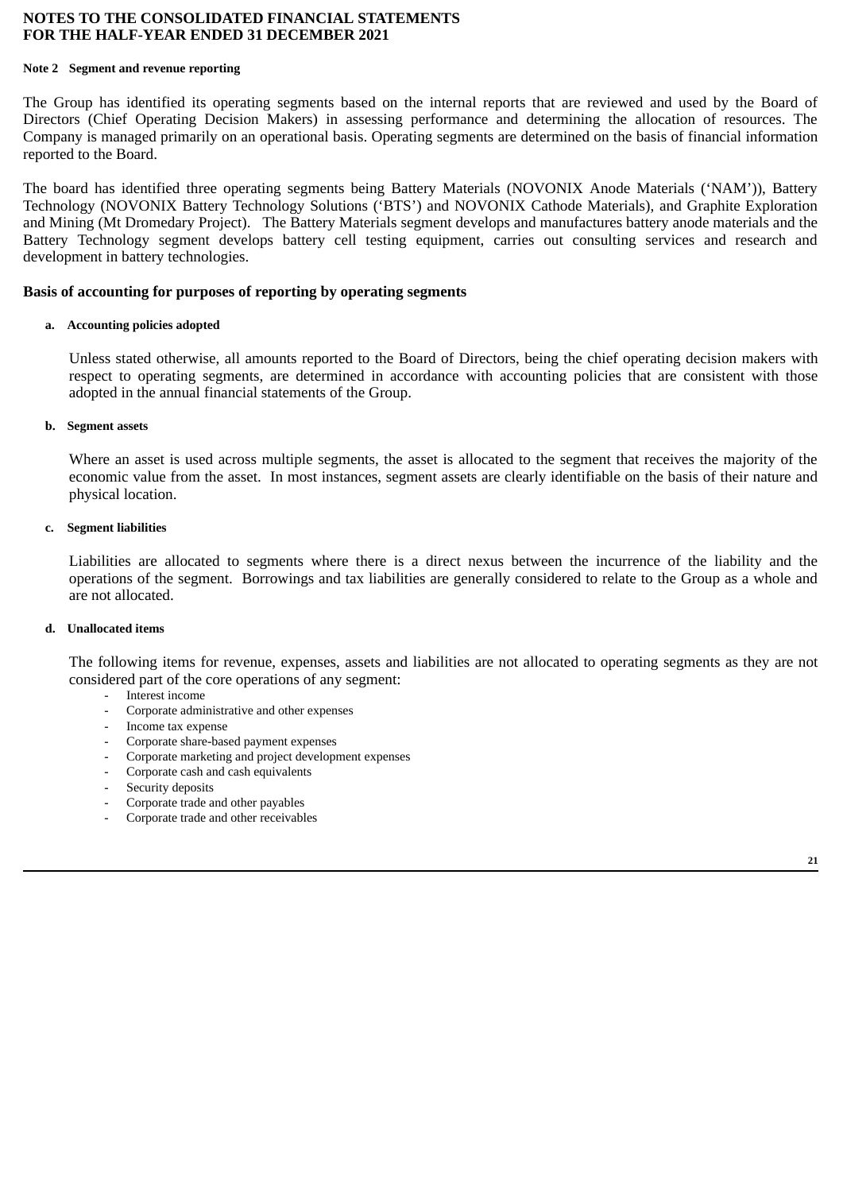**NOTES TO THE CONSOLIDATED FINANCIAL STATEMENTS**
**FOR THE HALF-YEAR ENDED 31 DECEMBER 2021**

#### Note 2 Segment and revenue reporting

The Group has identified its operating segments based on the internal reports that are reviewed and used by the Board of Directors (Chief Operating Decision Makers) in assessing performance and determining the allocation of resources. The Company is managed primarily on an operational basis. Operating segments are determined on the basis of financial information reported to the Board.

The board has identified three operating segments being Battery Materials (NOVONIX Anode Materials ('NAM')), Battery Technology (NOVONIX Battery Technology Solutions ('BTS') and NOVONIX Cathode Materials), and Graphite Exploration and Mining (Mt Dromedary Project). The Battery Materials segment develops and manufactures battery anode materials and the Battery Technology segment develops battery cell testing equipment, carries out consulting services and research and development in battery technologies.

### Basis of accounting for purposes of reporting by operating segments

#### a. Accounting policies adopted

Unless stated otherwise, all amounts reported to the Board of Directors, being the chief operating decision makers with respect to operating segments, are determined in accordance with accounting policies that are consistent with those adopted in the annual financial statements of the Group.

#### b. Segment assets

Where an asset is used across multiple segments, the asset is allocated to the segment that receives the majority of the economic value from the asset. In most instances, segment assets are clearly identifiable on the basis of their nature and physical location.

#### c. Segment liabilities

Liabilities are allocated to segments where there is a direct nexus between the incurrence of the liability and the operations of the segment. Borrowings and tax liabilities are generally considered to relate to the Group as a whole and are not allocated.

#### d. Unallocated items

The following items for revenue, expenses, assets and liabilities are not allocated to operating segments as they are not considered part of the core operations of any segment:

- Interest income
- Corporate administrative and other expenses
- Income tax expense
- Corporate share-based payment expenses
- Corporate marketing and project development expenses
- Corporate cash and cash equivalents
- Security deposits
- Corporate trade and other payables
- Corporate trade and other receivables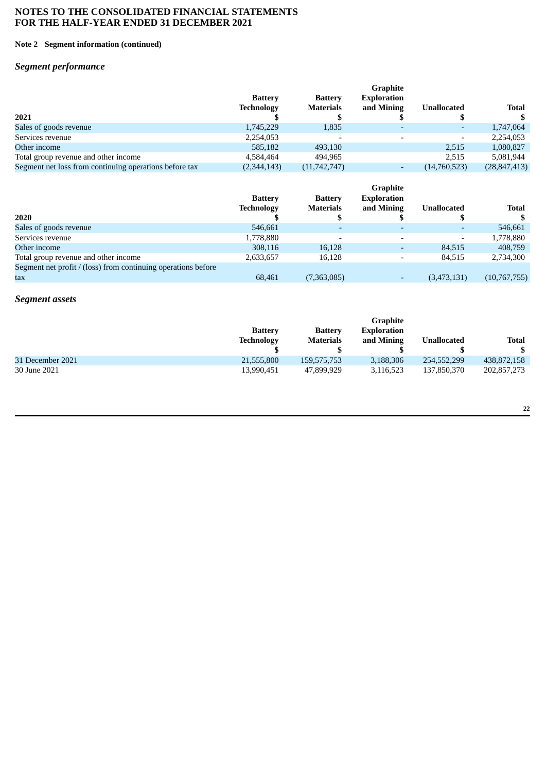# NOTES TO THE CONSOLIDATED FINANCIAL STATEMENTS
# FOR THE HALF-YEAR ENDED 31 DECEMBER 2021

**Note 2 Segment information (continued)**

### *Segment performance*

| 2021 | Battery Technology $ | Battery Materials $ | Graphite Exploration and Mining $ | Unallocated $ | Total $ |
|---|---|---|---|---|---|
| Sales of goods revenue | 1,745,229 | 1,835 | - | - | 1,747,064 |
| Services revenue | 2,254,053 | - | - | - | 2,254,053 |
| Other income | 585,182 | 493,130 | | 2,515 | 1,080,827 |
| Total group revenue and other income | 4,584,464 | 494,965 | | 2,515 | 5,081,944 |
| Segment net loss from continuing operations before tax | (2,344,143) | (11,742,747) | - | (14,760,523) | (28,847,413) |

| 2020 | Battery Technology $ | Battery Materials $ | Graphite Exploration and Mining $ | Unallocated $ | Total $ |
|---|---|---|---|---|---|
| Sales of goods revenue | 546,661 | - | - | - | 546,661 |
| Services revenue | 1,778,880 | - | - | - | 1,778,880 |
| Other income | 308,116 | 16,128 | - | 84,515 | 408,759 |
| Total group revenue and other income | 2,633,657 | 16,128 | - | 84,515 | 2,734,300 |
| Segment net profit / (loss) from continuing operations before tax | 68,461 | (7,363,085) | - | (3,473,131) | (10,767,755) |

### *Segment assets*

| | Battery Technology $ | Battery Materials $ | Graphite Exploration and Mining $ | Unallocated $ | Total $ |
|---|---|---|---|---|---|
| 31 December 2021 | 21,555,800 | 159,575,753 | 3,188,306 | 254,552,299 | 438,872,158 |
| 30 June 2021 | 13,990,451 | 47,899,929 | 3,116,523 | 137,850,370 | 202,857,273 |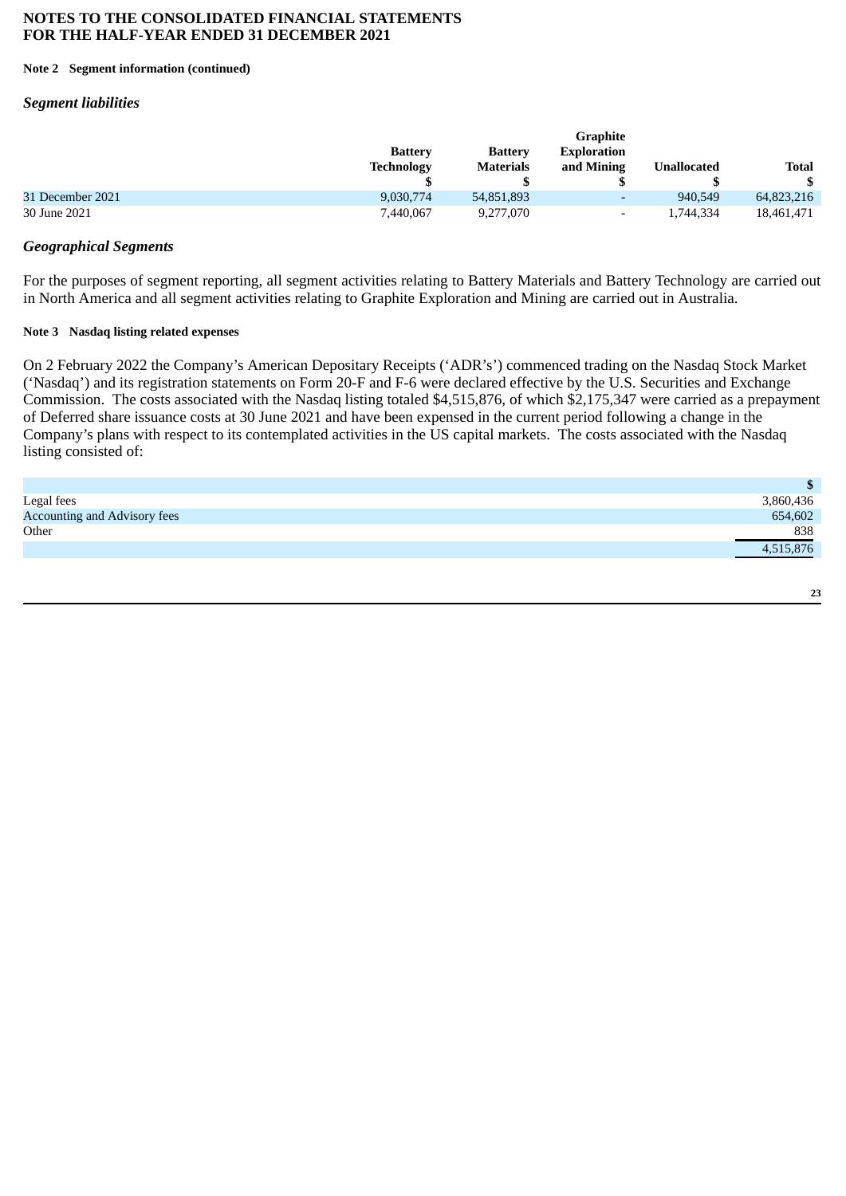**NOTES TO THE CONSOLIDATED FINANCIAL STATEMENTS**
**FOR THE HALF-YEAR ENDED 31 DECEMBER 2021**

**Note 2 Segment information (continued)**

### *Segment liabilities*

| | Battery Technology $ | Battery Materials $ | Graphite Exploration and Mining $ | Unallocated $ | Total $ |
|---|---|---|---|---|---|
| 31 December 2021 | 9,030,774 | 54,851,893 | - | 940,549 | 64,823,216 |
| 30 June 2021 | 7,440,067 | 9,277,070 | - | 1,744,334 | 18,461,471 |

### *Geographical Segments*

For the purposes of segment reporting, all segment activities relating to Battery Materials and Battery Technology are carried out in North America and all segment activities relating to Graphite Exploration and Mining are carried out in Australia.

**Note 3 Nasdaq listing related expenses**

On 2 February 2022 the Company's American Depositary Receipts ('ADR's') commenced trading on the Nasdaq Stock Market ('Nasdaq') and its registration statements on Form 20-F and F-6 were declared effective by the U.S. Securities and Exchange Commission. The costs associated with the Nasdaq listing totaled $4,515,876, of which $2,175,347 were carried as a prepayment of Deferred share issuance costs at 30 June 2021 and have been expensed in the current period following a change in the Company's plans with respect to its contemplated activities in the US capital markets. The costs associated with the Nasdaq listing consisted of:

| | $ |
|---|---|
| Legal fees | 3,860,436 |
| Accounting and Advisory fees | 654,602 |
| Other | 838 |
| | 4,515,876 |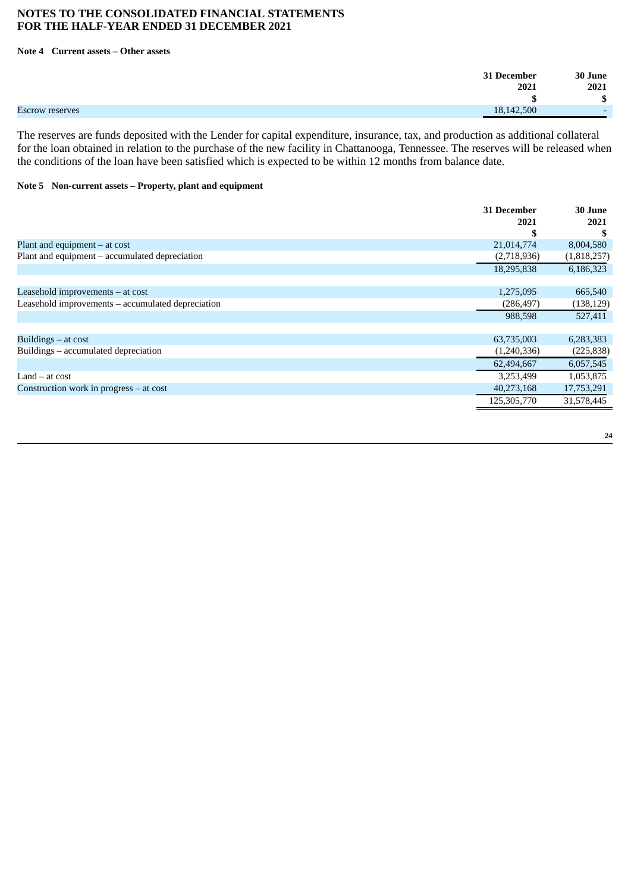**NOTES TO THE CONSOLIDATED FINANCIAL STATEMENTS**
**FOR THE HALF-YEAR ENDED 31 DECEMBER 2021**

**Note 4 Current assets – Other assets**

| | 31 December 2021 $ | 30 June 2021 $ |
|---|---|---|
| Escrow reserves | 18,142,500 | - |

The reserves are funds deposited with the Lender for capital expenditure, insurance, tax, and production as additional collateral for the loan obtained in relation to the purchase of the new facility in Chattanooga, Tennessee. The reserves will be released when the conditions of the loan have been satisfied which is expected to be within 12 months from balance date.

**Note 5 Non-current assets – Property, plant and equipment**

| | 31 December 2021 $ | 30 June 2021 $ |
|---|---|---|
| Plant and equipment – at cost | 21,014,774 | 8,004,580 |
| Plant and equipment – accumulated depreciation | (2,718,936) | (1,818,257) |
| | 18,295,838 | 6,186,323 |
| | | |
| Leasehold improvements – at cost | 1,275,095 | 665,540 |
| Leasehold improvements – accumulated depreciation | (286,497) | (138,129) |
| | 988,598 | 527,411 |
| | | |
| Buildings – at cost | 63,735,003 | 6,283,383 |
| Buildings – accumulated depreciation | (1,240,336) | (225,838) |
| | 62,494,667 | 6,057,545 |
| Land – at cost | 3,253,499 | 1,053,875 |
| Construction work in progress – at cost | 40,273,168 | 17,753,291 |
| | 125,305,770 | 31,578,445 |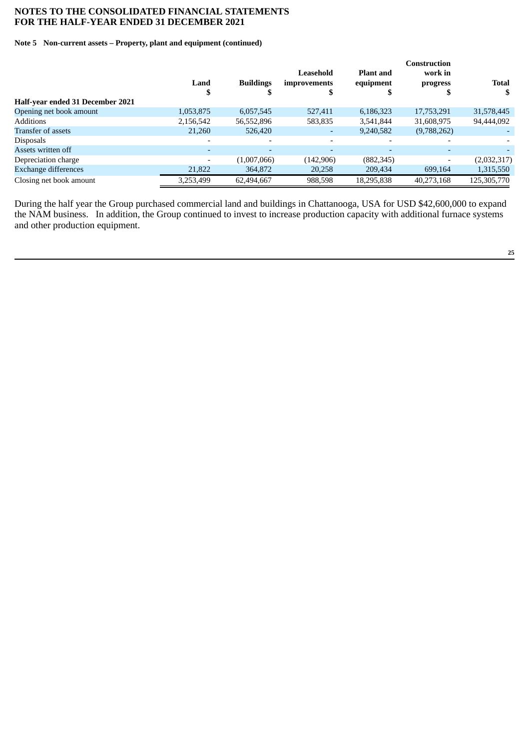# NOTES TO THE CONSOLIDATED FINANCIAL STATEMENTS
# FOR THE HALF-YEAR ENDED 31 DECEMBER 2021

**Note 5 Non-current assets – Property, plant and equipment (continued)**

| | Land<br>$ | Buildings<br>$ | Leasehold improvements<br>$ | Plant and equipment<br>$ | Construction work in progress<br>$ | Total<br>$ |
|---|---|---|---|---|---|---|
| **Half-year ended 31 December 2021** | | | | | | |
| Opening net book amount | 1,053,875 | 6,057,545 | 527,411 | 6,186,323 | 17,753,291 | 31,578,445 |
| Additions | 2,156,542 | 56,552,896 | 583,835 | 3,541,844 | 31,608,975 | 94,444,092 |
| Transfer of assets | 21,260 | 526,420 | - | 9,240,582 | (9,788,262) | - |
| Disposals | - | - | - | - | - | - |
| Assets written off | - | - | - | - | - | - |
| Depreciation charge | - | (1,007,066) | (142,906) | (882,345) | - | (2,032,317) |
| Exchange differences | 21,822 | 364,872 | 20,258 | 209,434 | 699,164 | 1,315,550 |
| Closing net book amount | 3,253,499 | 62,494,667 | 988,598 | 18,295,838 | 40,273,168 | 125,305,770 |

During the half year the Group purchased commercial land and buildings in Chattanooga, USA for USD $42,600,000 to expand the NAM business. In addition, the Group continued to invest to increase production capacity with additional furnace systems and other production equipment.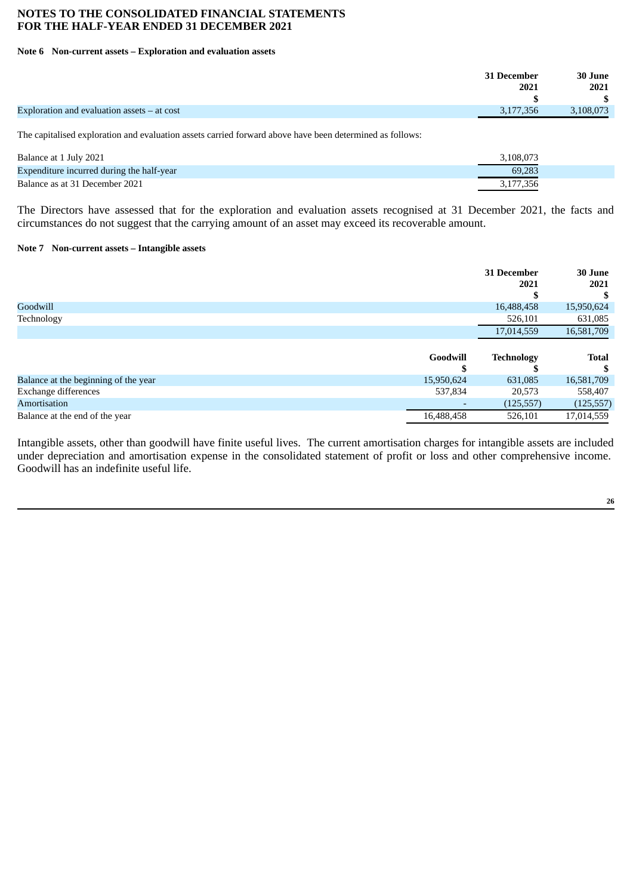# NOTES TO THE CONSOLIDATED FINANCIAL STATEMENTS
# FOR THE HALF-YEAR ENDED 31 DECEMBER 2021

**Note 6 Non-current assets – Exploration and evaluation assets**

| | 31 December 2021 $ | 30 June 2021 $ |
|---|---|---|
| Exploration and evaluation assets – at cost | 3,177,356 | 3,108,073 |

The capitalised exploration and evaluation assets carried forward above have been determined as follows:

| | |
|---|---|
| Balance at 1 July 2021 | 3,108,073 |
| Expenditure incurred during the half-year | 69,283 |
| Balance as at 31 December 2021 | 3,177,356 |

The Directors have assessed that for the exploration and evaluation assets recognised at 31 December 2021, the facts and circumstances do not suggest that the carrying amount of an asset may exceed its recoverable amount.

**Note 7 Non-current assets – Intangible assets**

| | 31 December 2021 $ | 30 June 2021 $ |
|---|---|---|
| Goodwill | 16,488,458 | 15,950,624 |
| Technology | 526,101 | 631,085 |
| | 17,014,559 | 16,581,709 |

| | Goodwill $ | Technology $ | Total $ |
|---|---|---|---|
| Balance at the beginning of the year | 15,950,624 | 631,085 | 16,581,709 |
| Exchange differences | 537,834 | 20,573 | 558,407 |
| Amortisation | - | (125,557) | (125,557) |
| Balance at the end of the year | 16,488,458 | 526,101 | 17,014,559 |

Intangible assets, other than goodwill have finite useful lives. The current amortisation charges for intangible assets are included under depreciation and amortisation expense in the consolidated statement of profit or loss and other comprehensive income. Goodwill has an indefinite useful life.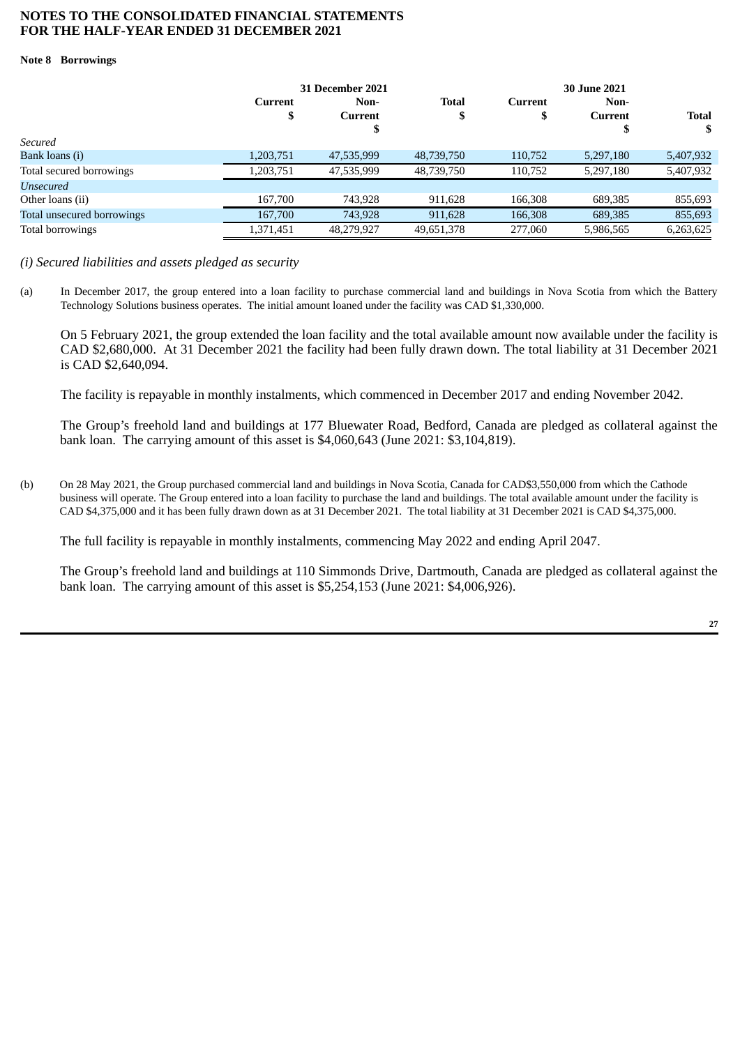**NOTES TO THE CONSOLIDATED FINANCIAL STATEMENTS**
**FOR THE HALF-YEAR ENDED 31 DECEMBER 2021**

**Note 8 Borrowings**

| | 31 December 2021 | | | 30 June 2021 | | |
|---|---|---|---|---|---|---|
| | Current $ | Non-Current $ | Total $ | Current $ | Non-Current $ | Total $ |
| *Secured* | | | | | | |
| Bank loans (i) | 1,203,751 | 47,535,999 | 48,739,750 | 110,752 | 5,297,180 | 5,407,932 |
| Total secured borrowings | 1,203,751 | 47,535,999 | 48,739,750 | 110,752 | 5,297,180 | 5,407,932 |
| *Unsecured* | | | | | | |
| Other loans (ii) | 167,700 | 743,928 | 911,628 | 166,308 | 689,385 | 855,693 |
| Total unsecured borrowings | 167,700 | 743,928 | 911,628 | 166,308 | 689,385 | 855,693 |
| Total borrowings | 1,371,451 | 48,279,927 | 49,651,378 | 277,060 | 5,986,565 | 6,263,625 |

*(i) Secured liabilities and assets pledged as security*

(a) In December 2017, the group entered into a loan facility to purchase commercial land and buildings in Nova Scotia from which the Battery Technology Solutions business operates. The initial amount loaned under the facility was CAD $1,330,000.

On 5 February 2021, the group extended the loan facility and the total available amount now available under the facility is CAD $2,680,000. At 31 December 2021 the facility had been fully drawn down. The total liability at 31 December 2021 is CAD $2,640,094.

The facility is repayable in monthly instalments, which commenced in December 2017 and ending November 2042.

The Group's freehold land and buildings at 177 Bluewater Road, Bedford, Canada are pledged as collateral against the bank loan. The carrying amount of this asset is $4,060,643 (June 2021: $3,104,819).

(b) On 28 May 2021, the Group purchased commercial land and buildings in Nova Scotia, Canada for CAD$3,550,000 from which the Cathode business will operate. The Group entered into a loan facility to purchase the land and buildings. The total available amount under the facility is CAD $4,375,000 and it has been fully drawn down as at 31 December 2021. The total liability at 31 December 2021 is CAD $4,375,000.

The full facility is repayable in monthly instalments, commencing May 2022 and ending April 2047.

The Group's freehold land and buildings at 110 Simmonds Drive, Dartmouth, Canada are pledged as collateral against the bank loan. The carrying amount of this asset is $5,254,153 (June 2021: $4,006,926).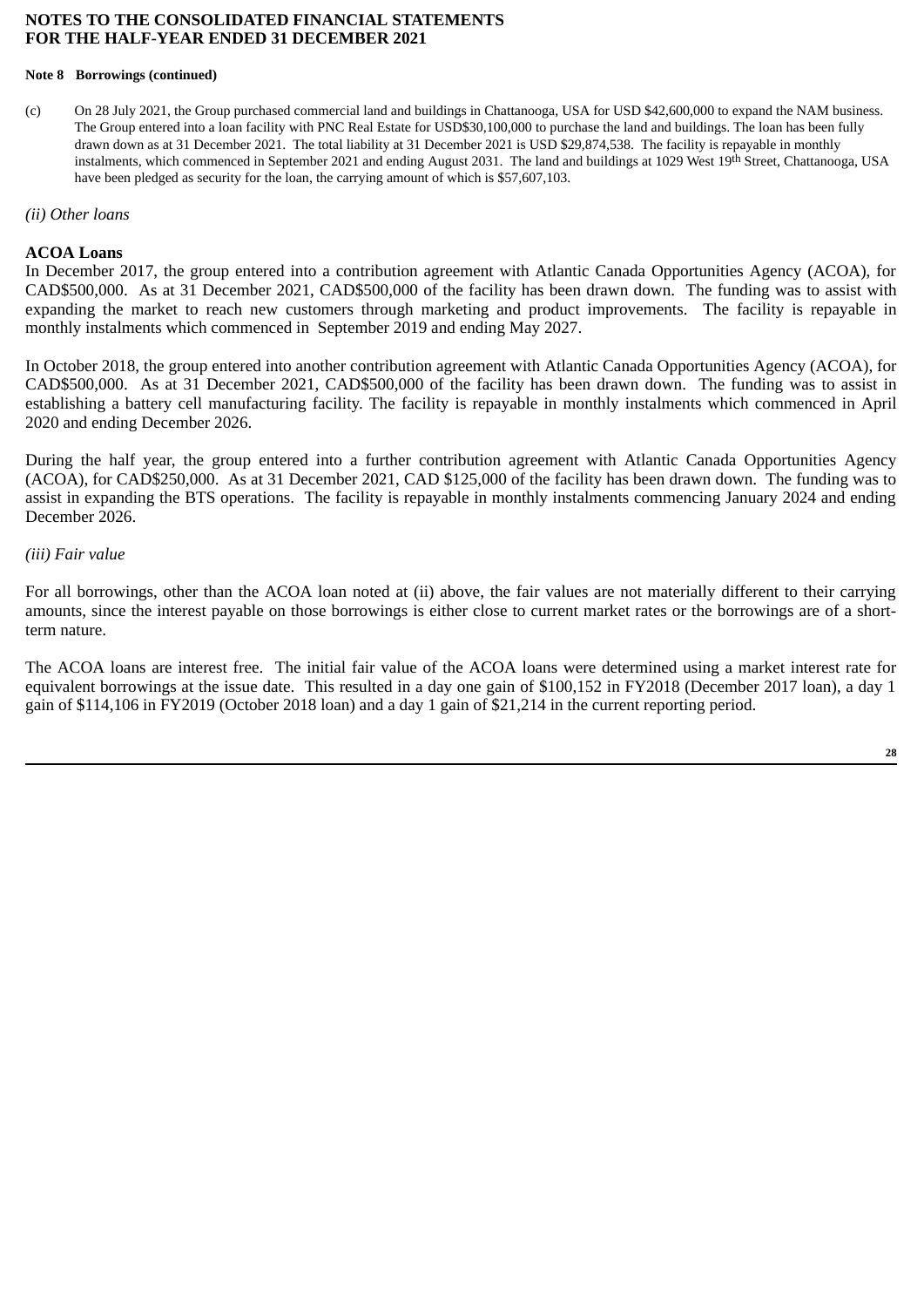**Note 8 Borrowings (continued)**

(c) On 28 July 2021, the Group purchased commercial land and buildings in Chattanooga, USA for USD $42,600,000 to expand the NAM business. The Group entered into a loan facility with PNC Real Estate for USD$30,100,000 to purchase the land and buildings. The loan has been fully drawn down as at 31 December 2021. The total liability at 31 December 2021 is USD $29,874,538. The facility is repayable in monthly instalments, which commenced in September 2021 and ending August 2031. The land and buildings at 1029 West 19th Street, Chattanooga, USA have been pledged as security for the loan, the carrying amount of which is $57,607,103.

*(ii) Other loans*

**ACOA Loans**

In December 2017, the group entered into a contribution agreement with Atlantic Canada Opportunities Agency (ACOA), for CAD$500,000. As at 31 December 2021, CAD$500,000 of the facility has been drawn down. The funding was to assist with expanding the market to reach new customers through marketing and product improvements. The facility is repayable in monthly instalments which commenced in September 2019 and ending May 2027.

In October 2018, the group entered into another contribution agreement with Atlantic Canada Opportunities Agency (ACOA), for CAD$500,000. As at 31 December 2021, CAD$500,000 of the facility has been drawn down. The funding was to assist in establishing a battery cell manufacturing facility. The facility is repayable in monthly instalments which commenced in April 2020 and ending December 2026.

During the half year, the group entered into a further contribution agreement with Atlantic Canada Opportunities Agency (ACOA), for CAD$250,000. As at 31 December 2021, CAD $125,000 of the facility has been drawn down. The funding was to assist in expanding the BTS operations. The facility is repayable in monthly instalments commencing January 2024 and ending December 2026.

*(iii) Fair value*

For all borrowings, other than the ACOA loan noted at (ii) above, the fair values are not materially different to their carrying amounts, since the interest payable on those borrowings is either close to current market rates or the borrowings are of a short-term nature.

The ACOA loans are interest free. The initial fair value of the ACOA loans were determined using a market interest rate for equivalent borrowings at the issue date. This resulted in a day one gain of $100,152 in FY2018 (December 2017 loan), a day 1 gain of $114,106 in FY2019 (October 2018 loan) and a day 1 gain of $21,214 in the current reporting period.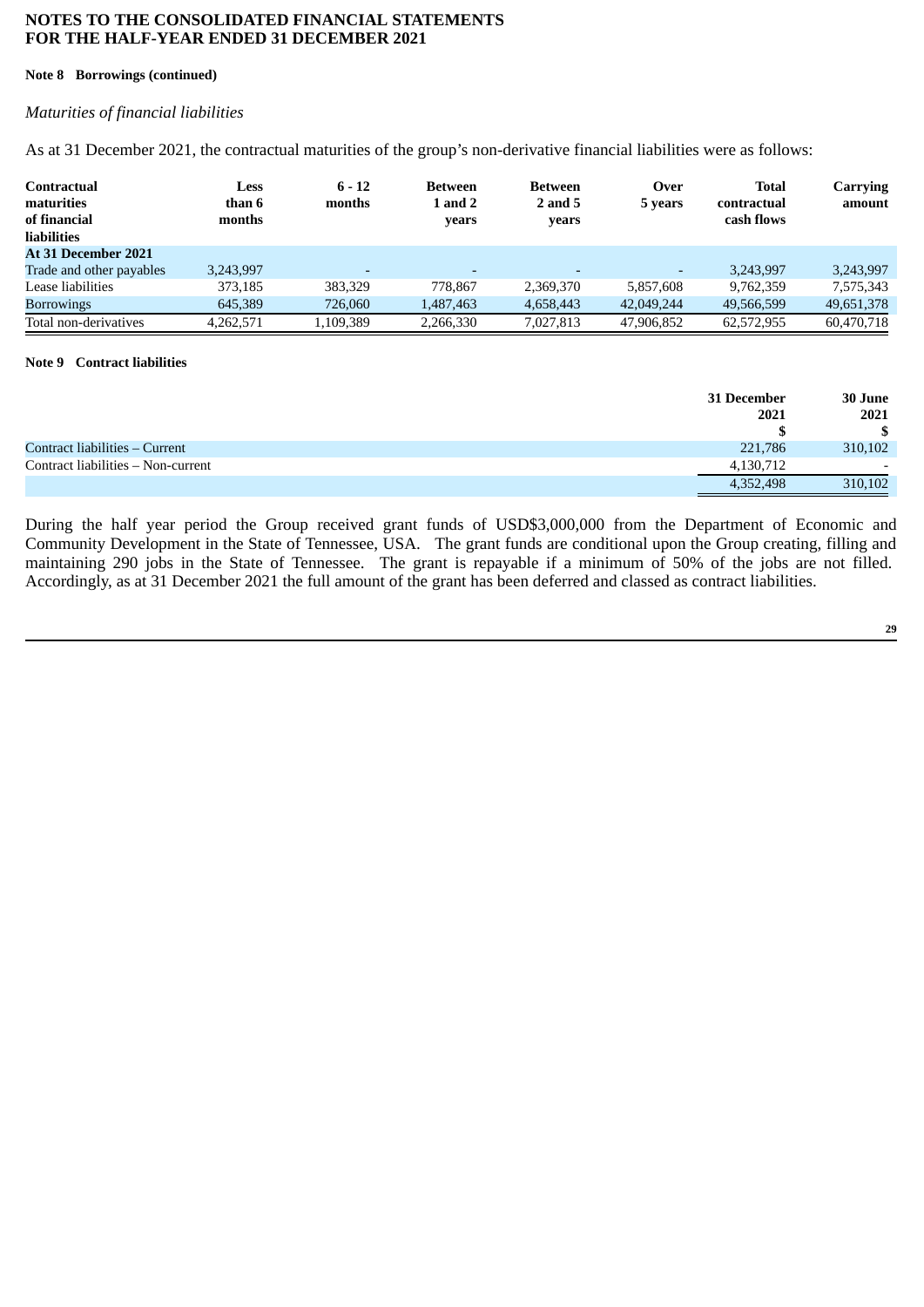**NOTES TO THE CONSOLIDATED FINANCIAL STATEMENTS**
**FOR THE HALF-YEAR ENDED 31 DECEMBER 2021**

**Note 8 Borrowings (continued)**

*Maturities of financial liabilities*

As at 31 December 2021, the contractual maturities of the group's non-derivative financial liabilities were as follows:

| Contractual maturities of financial liabilities | Less than 6 months | 6 - 12 months | Between 1 and 2 years | Between 2 and 5 years | Over 5 years | Total contractual cash flows | Carrying amount |
|---|---|---|---|---|---|---|---|
| **At 31 December 2021** | | | | | | | |
| Trade and other payables | 3,243,997 | - | - | - | - | 3,243,997 | 3,243,997 |
| Lease liabilities | 373,185 | 383,329 | 778,867 | 2,369,370 | 5,857,608 | 9,762,359 | 7,575,343 |
| Borrowings | 645,389 | 726,060 | 1,487,463 | 4,658,443 | 42,049,244 | 49,566,599 | 49,651,378 |
| Total non-derivatives | 4,262,571 | 1,109,389 | 2,266,330 | 7,027,813 | 47,906,852 | 62,572,955 | 60,470,718 |

**Note 9 Contract liabilities**

| | 31 December 2021 $ | 30 June 2021 $ |
|---|---|---|
| Contract liabilities – Current | 221,786 | 310,102 |
| Contract liabilities – Non-current | 4,130,712 | - |
| | 4,352,498 | 310,102 |

During the half year period the Group received grant funds of USD$3,000,000 from the Department of Economic and Community Development in the State of Tennessee, USA. The grant funds are conditional upon the Group creating, filling and maintaining 290 jobs in the State of Tennessee. The grant is repayable if a minimum of 50% of the jobs are not filled. Accordingly, as at 31 December 2021 the full amount of the grant has been deferred and classed as contract liabilities.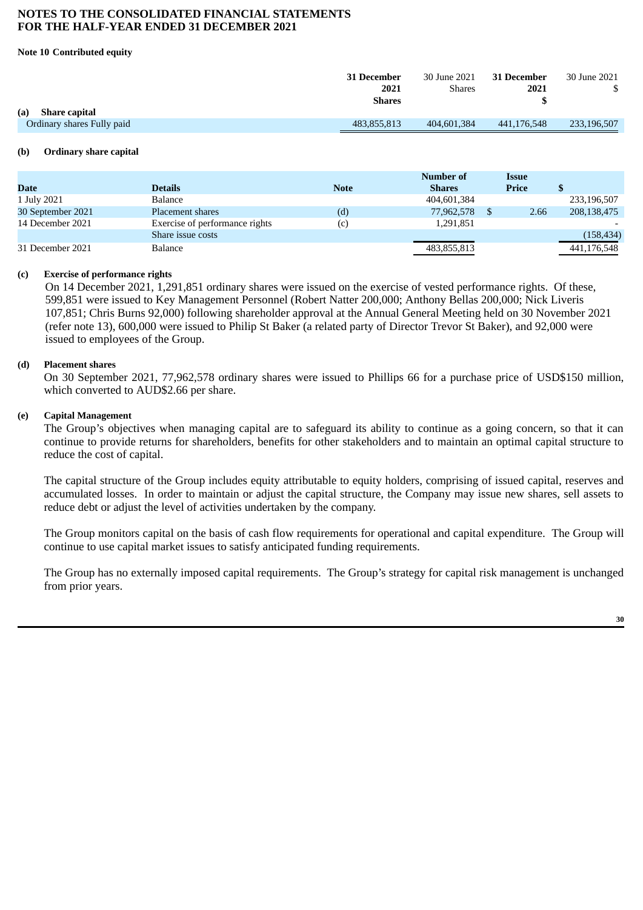# NOTES TO THE CONSOLIDATED FINANCIAL STATEMENTS
# FOR THE HALF-YEAR ENDED 31 DECEMBER 2021

**Note 10 Contributed equity**

| | **31 December 2021 Shares** | 30 June 2021 Shares | **31 December 2021 $** | 30 June 2021 $ |
|---|---|---|---|---|
| **(a) Share capital** | | | | |
| Ordinary shares Fully paid | 483,855,813 | 404,601,384 | 441,176,548 | 233,196,507 |

**(b) Ordinary share capital**

| **Date** | **Details** | **Note** | **Number of Shares** | **Issue Price** | **$** |
|---|---|---|---|---|---|
| 1 July 2021 | Balance | | 404,601,384 | | 233,196,507 |
| 30 September 2021 | Placement shares | (d) | 77,962,578 | $ 2.66 | 208,138,475 |
| 14 December 2021 | Exercise of performance rights | (c) | 1,291,851 | | - |
| | Share issue costs | | | | (158,434) |
| 31 December 2021 | Balance | | 483,855,813 | | 441,176,548 |

**(c) Exercise of performance rights**

On 14 December 2021, 1,291,851 ordinary shares were issued on the exercise of vested performance rights. Of these, 599,851 were issued to Key Management Personnel (Robert Natter 200,000; Anthony Bellas 200,000; Nick Liveris 107,851; Chris Burns 92,000) following shareholder approval at the Annual General Meeting held on 30 November 2021 (refer note 13), 600,000 were issued to Philip St Baker (a related party of Director Trevor St Baker), and 92,000 were issued to employees of the Group.

**(d) Placement shares**

On 30 September 2021, 77,962,578 ordinary shares were issued to Phillips 66 for a purchase price of USD$150 million, which converted to AUD$2.66 per share.

**(e) Capital Management**

The Group's objectives when managing capital are to safeguard its ability to continue as a going concern, so that it can continue to provide returns for shareholders, benefits for other stakeholders and to maintain an optimal capital structure to reduce the cost of capital.

The capital structure of the Group includes equity attributable to equity holders, comprising of issued capital, reserves and accumulated losses. In order to maintain or adjust the capital structure, the Company may issue new shares, sell assets to reduce debt or adjust the level of activities undertaken by the company.

The Group monitors capital on the basis of cash flow requirements for operational and capital expenditure. The Group will continue to use capital market issues to satisfy anticipated funding requirements.

The Group has no externally imposed capital requirements. The Group's strategy for capital risk management is unchanged from prior years.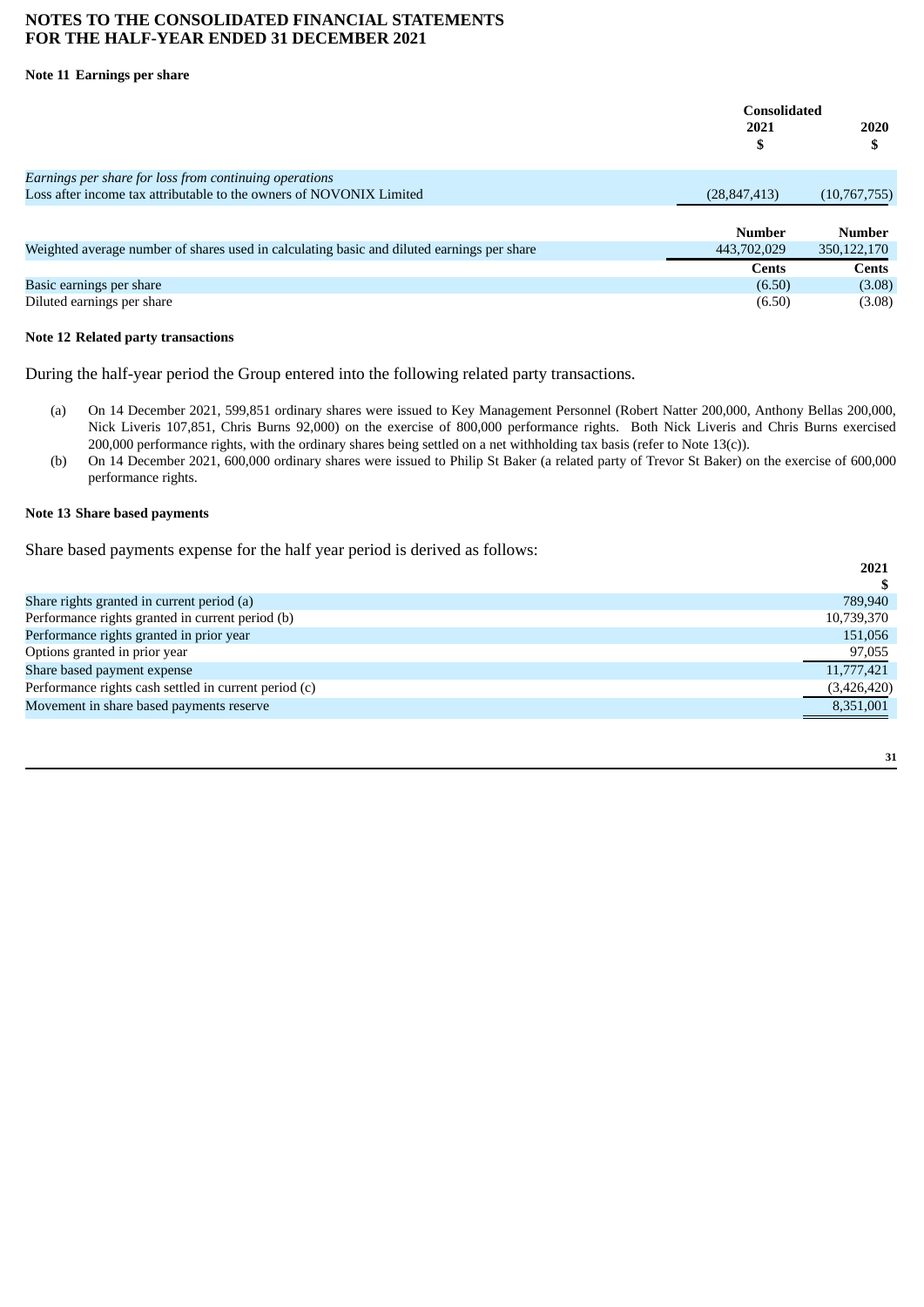# NOTES TO THE CONSOLIDATED FINANCIAL STATEMENTS FOR THE HALF-YEAR ENDED 31 DECEMBER 2021

## Note 11 Earnings per share

| | Consolidated 2021 $ | 2020 $ |
|---|---|---|
| *Earnings per share for loss from continuing operations* | | |
| Loss after income tax attributable to the owners of NOVONIX Limited | (28,847,413) | (10,767,755) |
| | **Number** | **Number** |
| Weighted average number of shares used in calculating basic and diluted earnings per share | 443,702,029 | 350,122,170 |
| | **Cents** | **Cents** |
| Basic earnings per share | (6.50) | (3.08) |
| Diluted earnings per share | (6.50) | (3.08) |

## Note 12 Related party transactions

During the half-year period the Group entered into the following related party transactions.

(a) On 14 December 2021, 599,851 ordinary shares were issued to Key Management Personnel (Robert Natter 200,000, Anthony Bellas 200,000, Nick Liveris 107,851, Chris Burns 92,000) on the exercise of 800,000 performance rights. Both Nick Liveris and Chris Burns exercised 200,000 performance rights, with the ordinary shares being settled on a net withholding tax basis (refer to Note 13(c)).

(b) On 14 December 2021, 600,000 ordinary shares were issued to Philip St Baker (a related party of Trevor St Baker) on the exercise of 600,000 performance rights.

## Note 13 Share based payments

Share based payments expense for the half year period is derived as follows:

| | 2021 $ |
|---|---|
| Share rights granted in current period (a) | 789,940 |
| Performance rights granted in current period (b) | 10,739,370 |
| Performance rights granted in prior year | 151,056 |
| Options granted in prior year | 97,055 |
| Share based payment expense | 11,777,421 |
| Performance rights cash settled in current period (c) | (3,426,420) |
| Movement in share based payments reserve | 8,351,001 |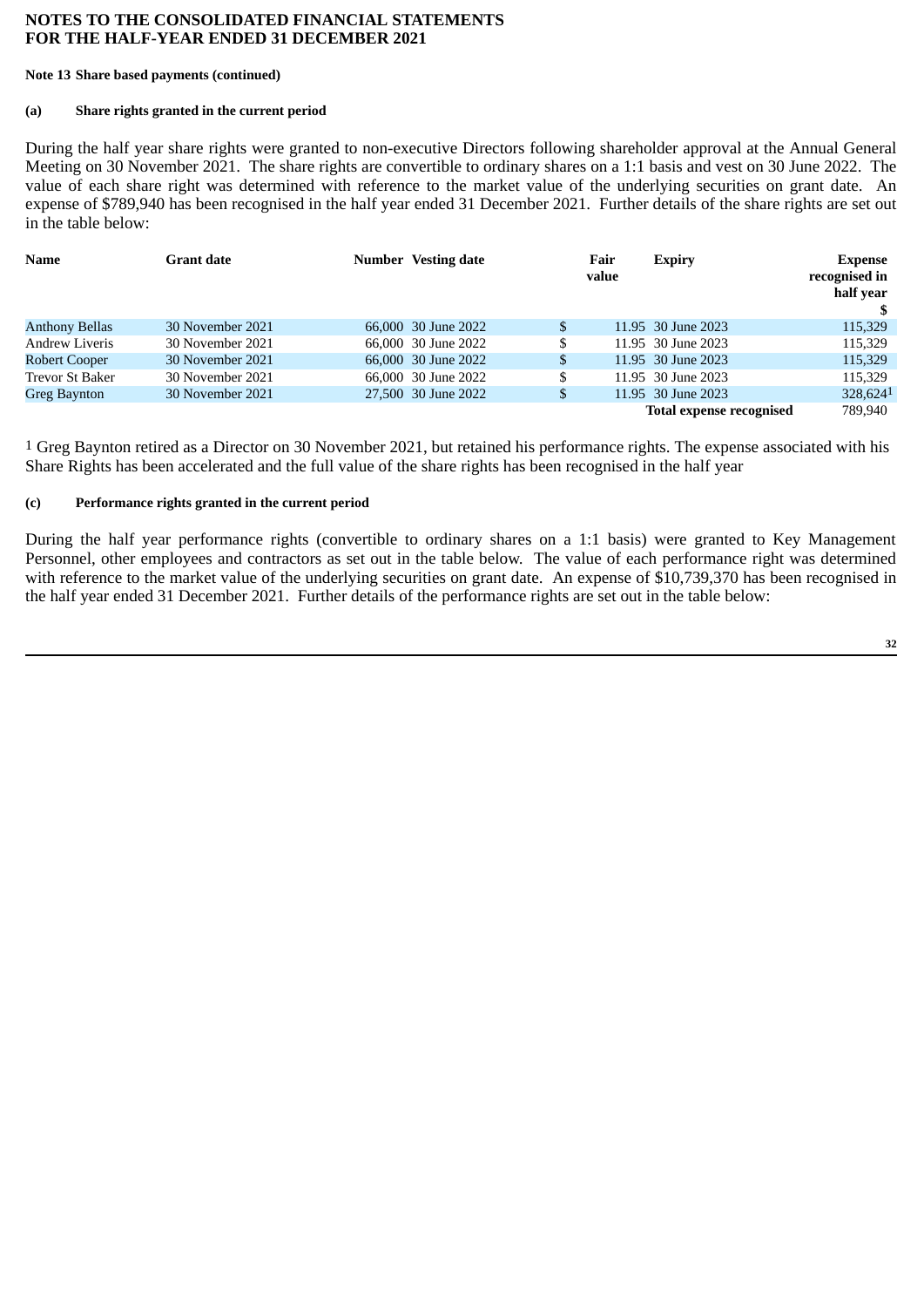**NOTES TO THE CONSOLIDATED FINANCIAL STATEMENTS**
**FOR THE HALF-YEAR ENDED 31 DECEMBER 2021**

**Note 13 Share based payments (continued)**

**(a) Share rights granted in the current period**

During the half year share rights were granted to non-executive Directors following shareholder approval at the Annual General Meeting on 30 November 2021. The share rights are convertible to ordinary shares on a 1:1 basis and vest on 30 June 2022. The value of each share right was determined with reference to the market value of the underlying securities on grant date. An expense of $789,940 has been recognised in the half year ended 31 December 2021. Further details of the share rights are set out in the table below:

| Name | Grant date | Number | Vesting date | Fair value | Expiry | Expense recognised in half year $ |
|---|---|---|---|---|---|---|
| Anthony Bellas | 30 November 2021 | 66,000 | 30 June 2022 | $ 11.95 | 30 June 2023 | 115,329 |
| Andrew Liveris | 30 November 2021 | 66,000 | 30 June 2022 | $ 11.95 | 30 June 2023 | 115,329 |
| Robert Cooper | 30 November 2021 | 66,000 | 30 June 2022 | $ 11.95 | 30 June 2023 | 115,329 |
| Trevor St Baker | 30 November 2021 | 66,000 | 30 June 2022 | $ 11.95 | 30 June 2023 | 115,329 |
| Greg Baynton | 30 November 2021 | 27,500 | 30 June 2022 | $ 11.95 | 30 June 2023 | 328,624[1] |
| | | | | | **Total expense recognised** | 789,940 |

[1] Greg Baynton retired as a Director on 30 November 2021, but retained his performance rights. The expense associated with his Share Rights has been accelerated and the full value of the share rights has been recognised in the half year

**(c) Performance rights granted in the current period**

During the half year performance rights (convertible to ordinary shares on a 1:1 basis) were granted to Key Management Personnel, other employees and contractors as set out in the table below. The value of each performance right was determined with reference to the market value of the underlying securities on grant date. An expense of $10,739,370 has been recognised in the half year ended 31 December 2021. Further details of the performance rights are set out in the table below: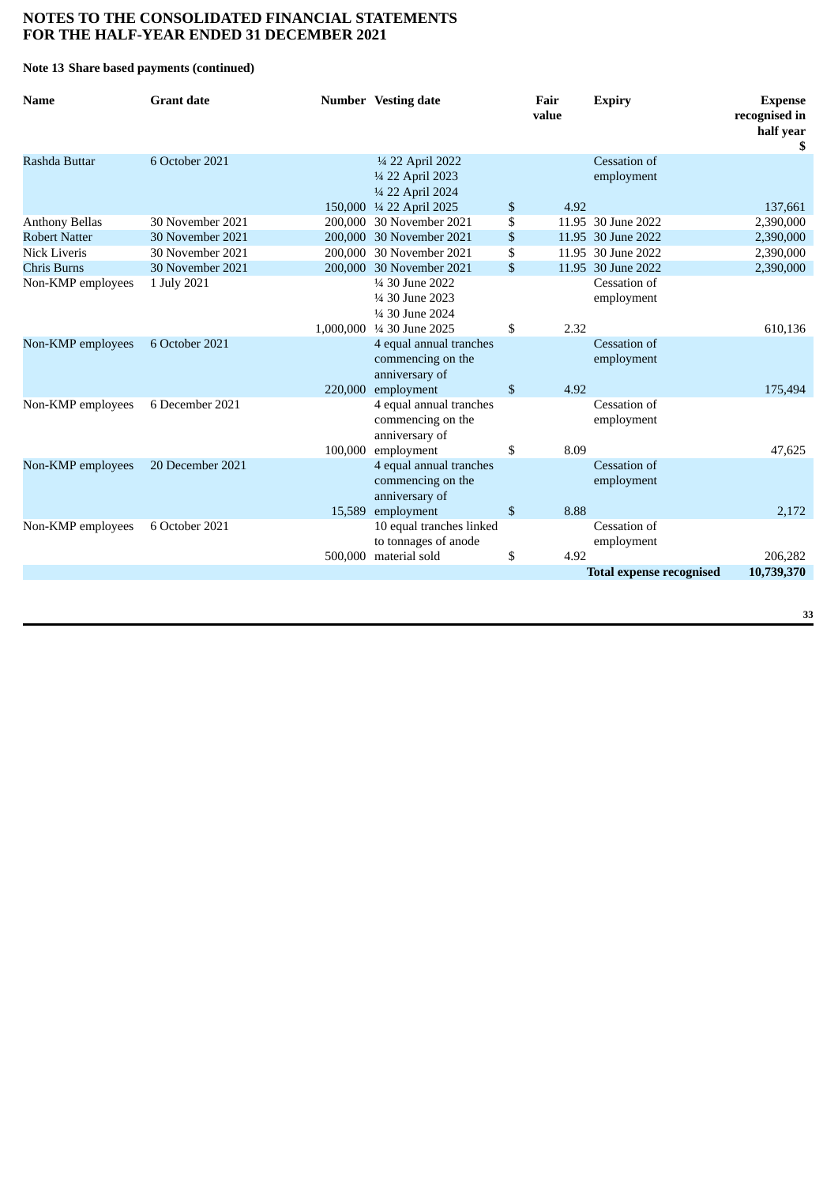**NOTES TO THE CONSOLIDATED FINANCIAL STATEMENTS**
**FOR THE HALF-YEAR ENDED 31 DECEMBER 2021**

**Note 13 Share based payments (continued)**

| Name | Grant date | Number | Vesting date | Fair value | Expiry | Expense recognised in half year $ |
|---|---|---|---|---|---|---|
| Rashda Buttar | 6 October 2021 | 150,000 | ¼ 22 April 2022<br>¼ 22 April 2023<br>¼ 22 April 2024<br>¼ 22 April 2025 | $ 4.92 | Cessation of employment | 137,661 |
| Anthony Bellas | 30 November 2021 | 200,000 | 30 November 2021 | $ 11.95 | 30 June 2022 | 2,390,000 |
| Robert Natter | 30 November 2021 | 200,000 | 30 November 2021 | $ 11.95 | 30 June 2022 | 2,390,000 |
| Nick Liveris | 30 November 2021 | 200,000 | 30 November 2021 | $ 11.95 | 30 June 2022 | 2,390,000 |
| Chris Burns | 30 November 2021 | 200,000 | 30 November 2021 | $ 11.95 | 30 June 2022 | 2,390,000 |
| Non-KMP employees | 1 July 2021 | 1,000,000 | ¼ 30 June 2022<br>¼ 30 June 2023<br>¼ 30 June 2024<br>¼ 30 June 2025 | $ 2.32 | Cessation of employment | 610,136 |
| Non-KMP employees | 6 October 2021 | 220,000 | 4 equal annual tranches commencing on the anniversary of employment | $ 4.92 | Cessation of employment | 175,494 |
| Non-KMP employees | 6 December 2021 | 100,000 | 4 equal annual tranches commencing on the anniversary of employment | $ 8.09 | Cessation of employment | 47,625 |
| Non-KMP employees | 20 December 2021 | 15,589 | 4 equal annual tranches commencing on the anniversary of employment | $ 8.88 | Cessation of employment | 2,172 |
| Non-KMP employees | 6 October 2021 | 500,000 | 10 equal tranches linked to tonnages of anode material sold | $ 4.92 | Cessation of employment | 206,282 |
| | | | | | **Total expense recognised** | **10,739,370** |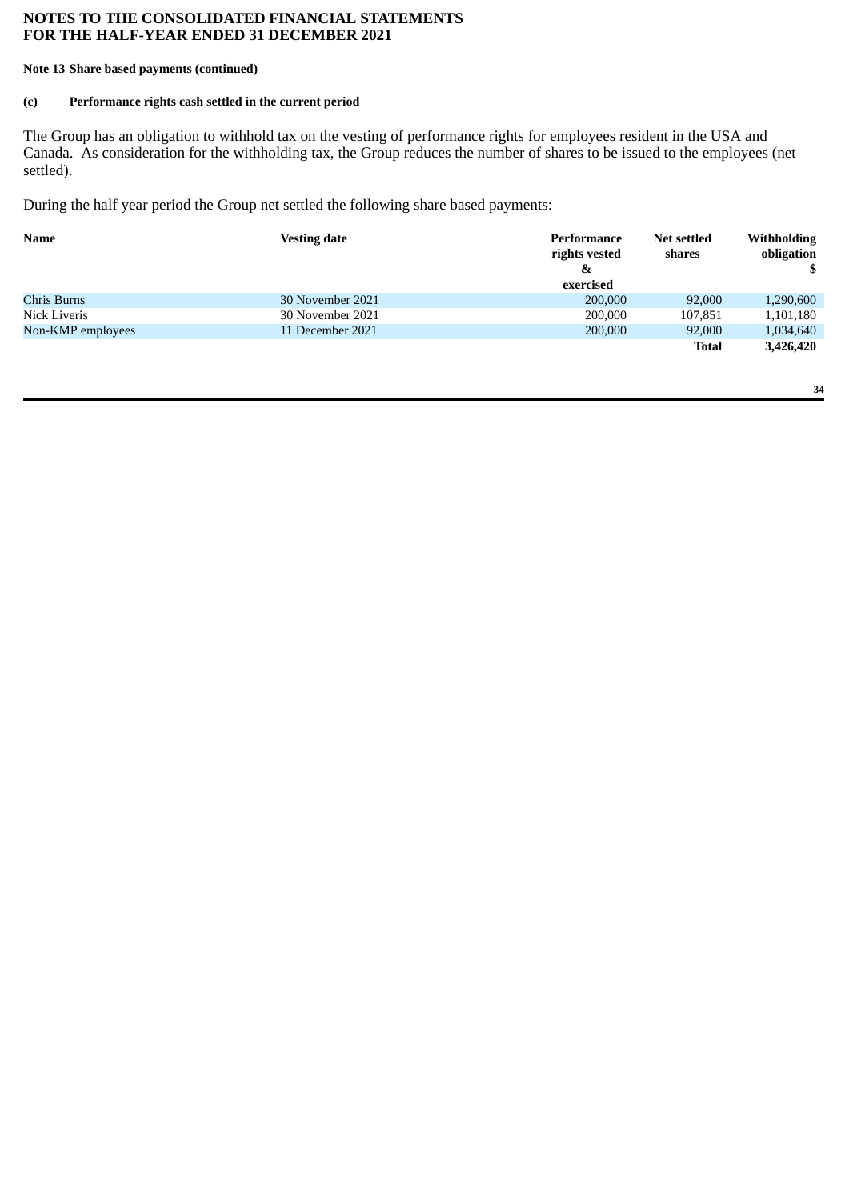# NOTES TO THE CONSOLIDATED FINANCIAL STATEMENTS FOR THE HALF-YEAR ENDED 31 DECEMBER 2021

**Note 13 Share based payments (continued)**

**(c) Performance rights cash settled in the current period**

The Group has an obligation to withhold tax on the vesting of performance rights for employees resident in the USA and Canada. As consideration for the withholding tax, the Group reduces the number of shares to be issued to the employees (net settled).

During the half year period the Group net settled the following share based payments:

| Name | Vesting date | Performance rights vested & exercised | Net settled shares | Withholding obligation $ |
|---|---|---|---|---|
| Chris Burns | 30 November 2021 | 200,000 | 92,000 | 1,290,600 |
| Nick Liveris | 30 November 2021 | 200,000 | 107,851 | 1,101,180 |
| Non-KMP employees | 11 December 2021 | 200,000 | 92,000 | 1,034,640 |
| | | | **Total** | **3,426,420** |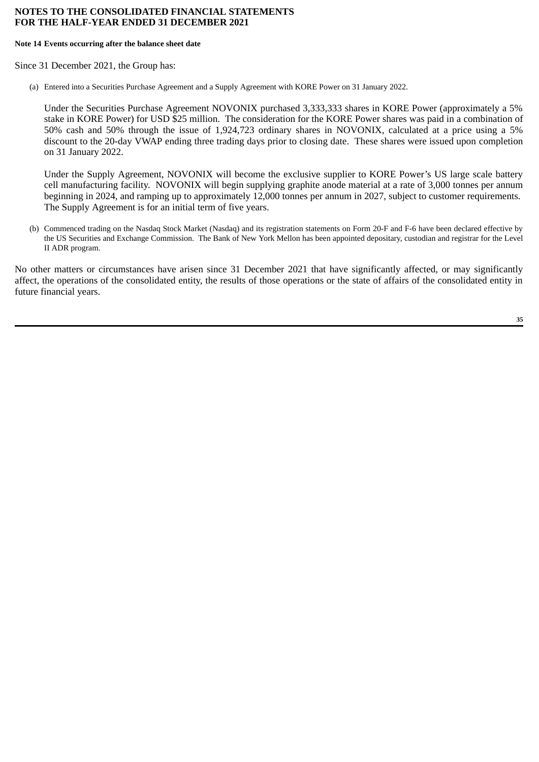**NOTES TO THE CONSOLIDATED FINANCIAL STATEMENTS**
**FOR THE HALF-YEAR ENDED 31 DECEMBER 2021**

**Note 14 Events occurring after the balance sheet date**

Since 31 December 2021, the Group has:

(a) Entered into a Securities Purchase Agreement and a Supply Agreement with KORE Power on 31 January 2022.

Under the Securities Purchase Agreement NOVONIX purchased 3,333,333 shares in KORE Power (approximately a 5% stake in KORE Power) for USD $25 million. The consideration for the KORE Power shares was paid in a combination of 50% cash and 50% through the issue of 1,924,723 ordinary shares in NOVONIX, calculated at a price using a 5% discount to the 20-day VWAP ending three trading days prior to closing date. These shares were issued upon completion on 31 January 2022.

Under the Supply Agreement, NOVONIX will become the exclusive supplier to KORE Power's US large scale battery cell manufacturing facility. NOVONIX will begin supplying graphite anode material at a rate of 3,000 tonnes per annum beginning in 2024, and ramping up to approximately 12,000 tonnes per annum in 2027, subject to customer requirements. The Supply Agreement is for an initial term of five years.

(b) Commenced trading on the Nasdaq Stock Market (Nasdaq) and its registration statements on Form 20-F and F-6 have been declared effective by the US Securities and Exchange Commission. The Bank of New York Mellon has been appointed depositary, custodian and registrar for the Level II ADR program.

No other matters or circumstances have arisen since 31 December 2021 that have significantly affected, or may significantly affect, the operations of the consolidated entity, the results of those operations or the state of affairs of the consolidated entity in future financial years.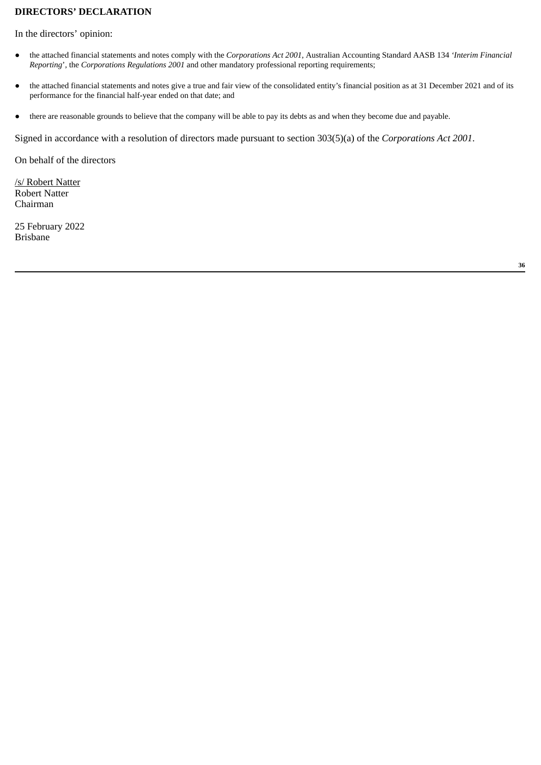## DIRECTORS' DECLARATION

In the directors' opinion:

- the attached financial statements and notes comply with the *Corporations Act 2001*, Australian Accounting Standard AASB 134 '*Interim Financial Reporting*', the *Corporations Regulations 2001* and other mandatory professional reporting requirements;
- the attached financial statements and notes give a true and fair view of the consolidated entity's financial position as at 31 December 2021 and of its performance for the financial half-year ended on that date; and
- there are reasonable grounds to believe that the company will be able to pay its debts as and when they become due and payable.

Signed in accordance with a resolution of directors made pursuant to section 303(5)(a) of the *Corporations Act 2001*.

On behalf of the directors

/s/ Robert Natter
Robert Natter
Chairman

25 February 2022
Brisbane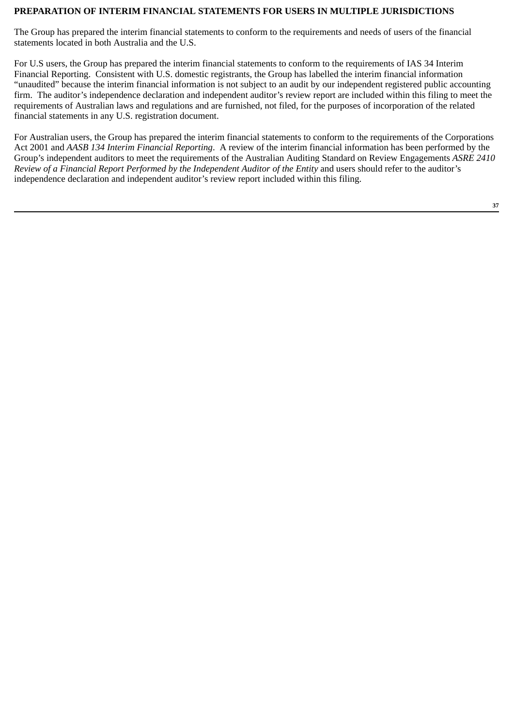## PREPARATION OF INTERIM FINANCIAL STATEMENTS FOR USERS IN MULTIPLE JURISDICTIONS

The Group has prepared the interim financial statements to conform to the requirements and needs of users of the financial statements located in both Australia and the U.S.

For U.S users, the Group has prepared the interim financial statements to conform to the requirements of IAS 34 Interim Financial Reporting. Consistent with U.S. domestic registrants, the Group has labelled the interim financial information "unaudited" because the interim financial information is not subject to an audit by our independent registered public accounting firm. The auditor's independence declaration and independent auditor's review report are included within this filing to meet the requirements of Australian laws and regulations and are furnished, not filed, for the purposes of incorporation of the related financial statements in any U.S. registration document.

For Australian users, the Group has prepared the interim financial statements to conform to the requirements of the Corporations Act 2001 and *AASB 134 Interim Financial Reporting*. A review of the interim financial information has been performed by the Group's independent auditors to meet the requirements of the Australian Auditing Standard on Review Engagements *ASRE 2410 Review of a Financial Report Performed by the Independent Auditor of the Entity* and users should refer to the auditor's independence declaration and independent auditor's review report included within this filing.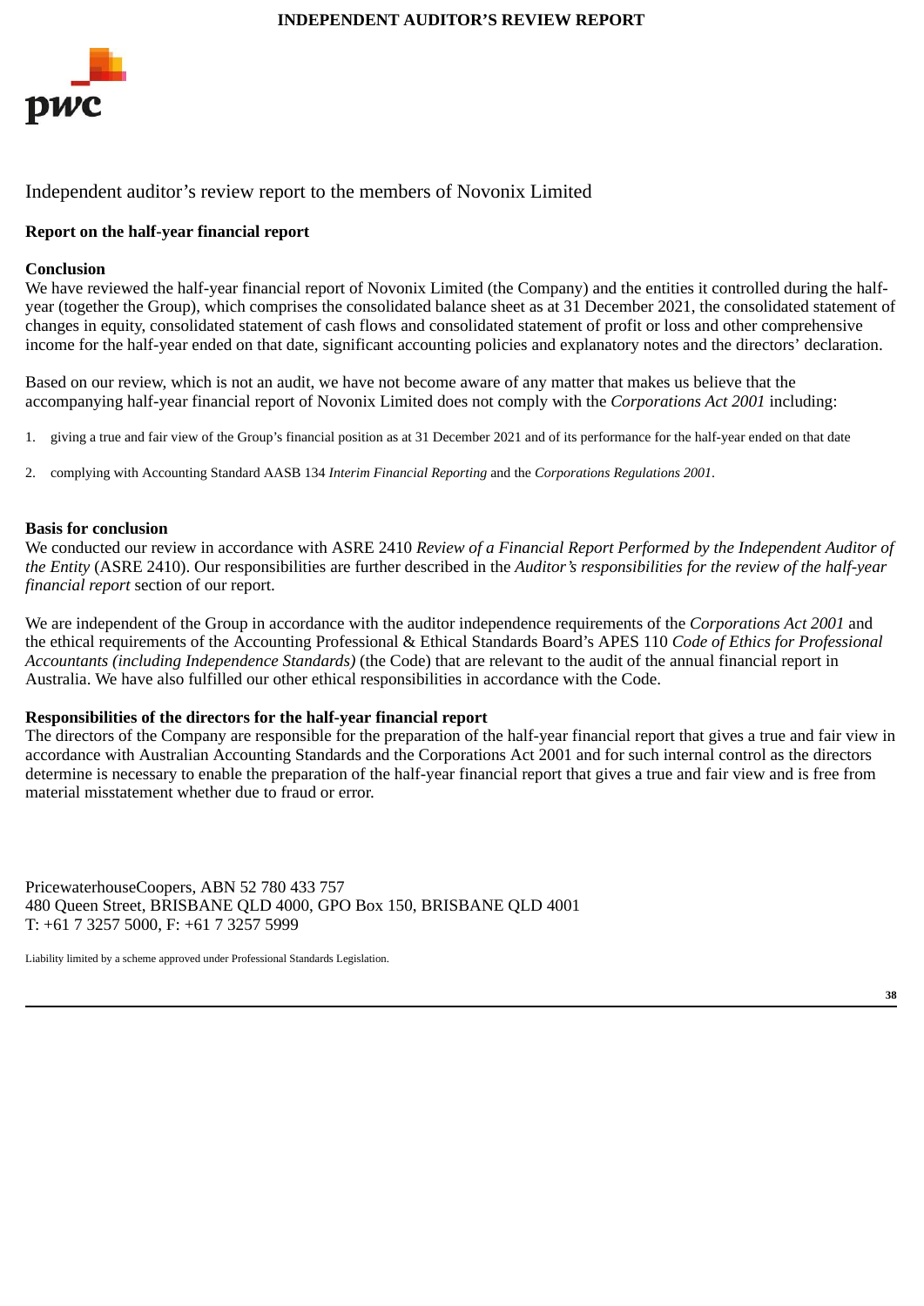# INDEPENDENT AUDITOR'S REVIEW REPORT

pwc

## Independent auditor's review report to the members of Novonix Limited

### Report on the half-year financial report

**Conclusion**

We have reviewed the half-year financial report of Novonix Limited (the Company) and the entities it controlled during the half-year (together the Group), which comprises the consolidated balance sheet as at 31 December 2021, the consolidated statement of changes in equity, consolidated statement of cash flows and consolidated statement of profit or loss and other comprehensive income for the half-year ended on that date, significant accounting policies and explanatory notes and the directors' declaration.

Based on our review, which is not an audit, we have not become aware of any matter that makes us believe that the accompanying half-year financial report of Novonix Limited does not comply with the *Corporations Act 2001* including:

1. giving a true and fair view of the Group's financial position as at 31 December 2021 and of its performance for the half-year ended on that date
2. complying with Accounting Standard AASB 134 *Interim Financial Reporting* and the *Corporations Regulations 2001*.

**Basis for conclusion**

We conducted our review in accordance with ASRE 2410 *Review of a Financial Report Performed by the Independent Auditor of the Entity* (ASRE 2410). Our responsibilities are further described in the *Auditor's responsibilities for the review of the half-year financial report* section of our report.

We are independent of the Group in accordance with the auditor independence requirements of the *Corporations Act 2001* and the ethical requirements of the Accounting Professional & Ethical Standards Board's APES 110 *Code of Ethics for Professional Accountants (including Independence Standards)* (the Code) that are relevant to the audit of the annual financial report in Australia. We have also fulfilled our other ethical responsibilities in accordance with the Code.

**Responsibilities of the directors for the half-year financial report**

The directors of the Company are responsible for the preparation of the half-year financial report that gives a true and fair view in accordance with Australian Accounting Standards and the Corporations Act 2001 and for such internal control as the directors determine is necessary to enable the preparation of the half-year financial report that gives a true and fair view and is free from material misstatement whether due to fraud or error.

PricewaterhouseCoopers, ABN 52 780 433 757
480 Queen Street, BRISBANE QLD 4000, GPO Box 150, BRISBANE QLD 4001
T: +61 7 3257 5000, F: +61 7 3257 5999

Liability limited by a scheme approved under Professional Standards Legislation.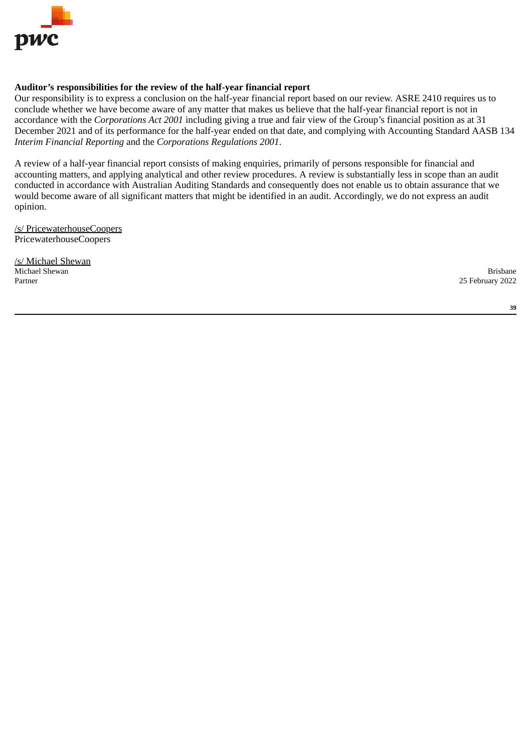**Auditor's responsibilities for the review of the half-year financial report**

Our responsibility is to express a conclusion on the half-year financial report based on our review. ASRE 2410 requires us to conclude whether we have become aware of any matter that makes us believe that the half-year financial report is not in accordance with the *Corporations Act 2001* including giving a true and fair view of the Group's financial position as at 31 December 2021 and of its performance for the half-year ended on that date, and complying with Accounting Standard AASB 134 *Interim Financial Reporting* and the *Corporations Regulations 2001*.

A review of a half-year financial report consists of making enquiries, primarily of persons responsible for financial and accounting matters, and applying analytical and other review procedures. A review is substantially less in scope than an audit conducted in accordance with Australian Auditing Standards and consequently does not enable us to obtain assurance that we would become aware of all significant matters that might be identified in an audit. Accordingly, we do not express an audit opinion.

/s/ PricewaterhouseCoopers
PricewaterhouseCoopers

/s/ Michael Shewan
Michael Shewan
Partner

Brisbane
25 February 2022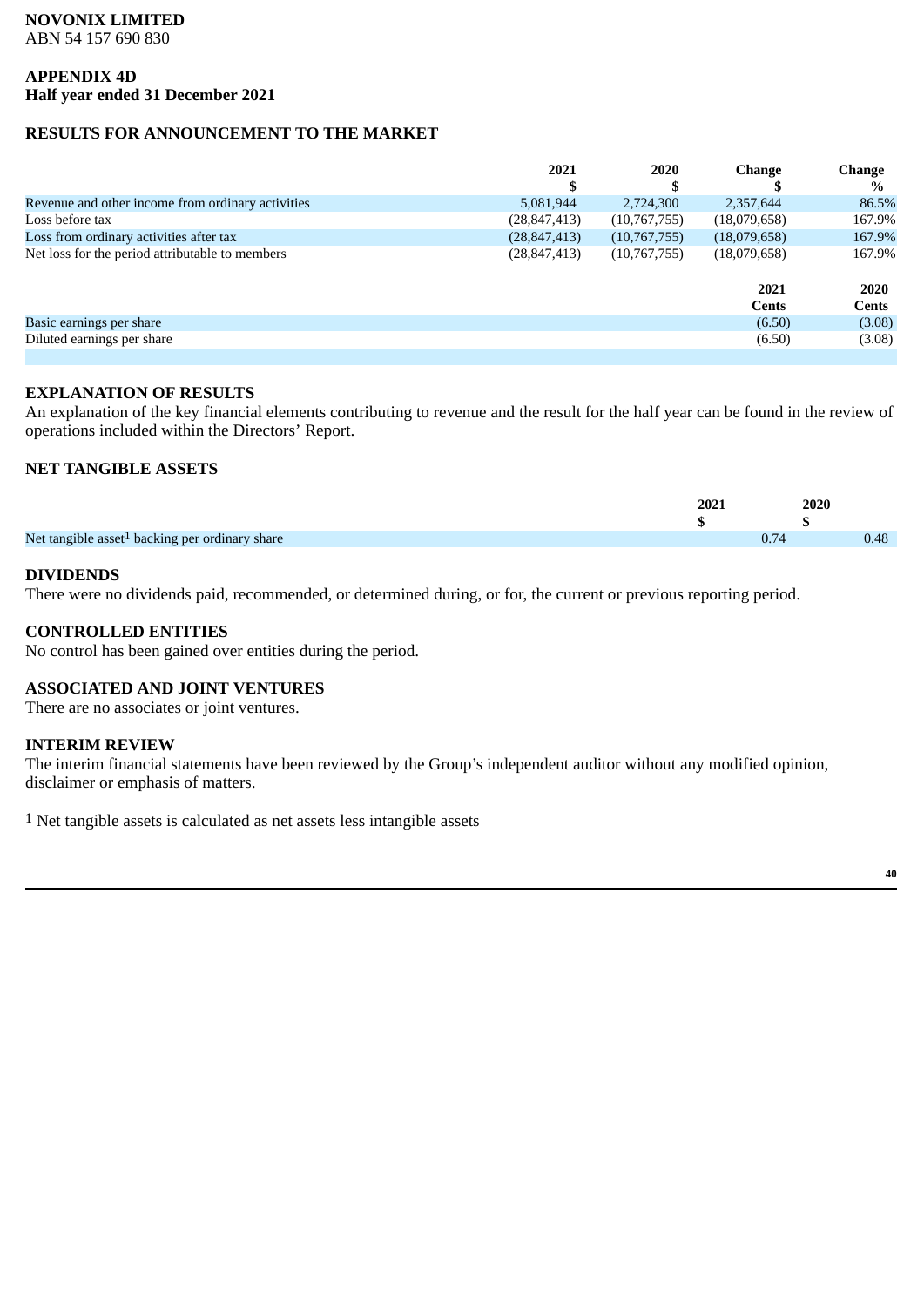**NOVONIX LIMITED**
ABN 54 157 690 830

**APPENDIX 4D**
**Half year ended 31 December 2021**

## RESULTS FOR ANNOUNCEMENT TO THE MARKET

| | 2021 $ | 2020 $ | Change $ | Change % |
|---|---|---|---|---|
| Revenue and other income from ordinary activities | 5,081,944 | 2,724,300 | 2,357,644 | 86.5% |
| Loss before tax | (28,847,413) | (10,767,755) | (18,079,658) | 167.9% |
| Loss from ordinary activities after tax | (28,847,413) | (10,767,755) | (18,079,658) | 167.9% |
| Net loss for the period attributable to members | (28,847,413) | (10,767,755) | (18,079,658) | 167.9% |

| | 2021 Cents | 2020 Cents |
|---|---|---|
| Basic earnings per share | (6.50) | (3.08) |
| Diluted earnings per share | (6.50) | (3.08) |

## EXPLANATION OF RESULTS

An explanation of the key financial elements contributing to revenue and the result for the half year can be found in the review of operations included within the Directors' Report.

## NET TANGIBLE ASSETS

| | 2021 $ | 2020 $ |
|---|---|---|
| Net tangible asset[1] backing per ordinary share | 0.74 | 0.48 |

## DIVIDENDS

There were no dividends paid, recommended, or determined during, or for, the current or previous reporting period.

## CONTROLLED ENTITIES

No control has been gained over entities during the period.

## ASSOCIATED AND JOINT VENTURES

There are no associates or joint ventures.

## INTERIM REVIEW

The interim financial statements have been reviewed by the Group's independent auditor without any modified opinion, disclaimer or emphasis of matters.

[1] Net tangible assets is calculated as net assets less intangible assets